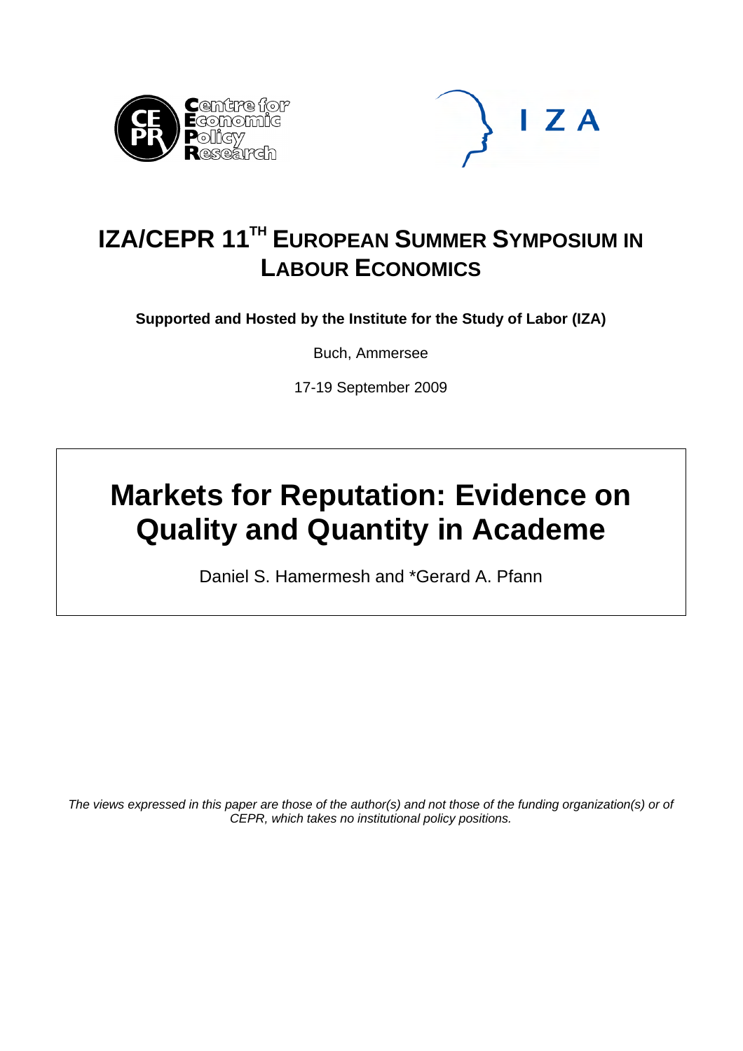# IZA/CEPR 11[TH] EUROPEAN SUMMER SYMPOSIUM IN LABOUR ECONOMICS

**Supported and Hosted by the Institute for the Study of Labor (IZA)**

Buch, Ammersee

17-19 September 2009

# Markets for Reputation: Evidence on Quality and Quantity in Academe

Daniel S. Hamermesh and *Gerard A. Pfann

*The views expressed in this paper are those of the author(s) and not those of the funding organization(s) or of CEPR, which takes no institutional policy positions.*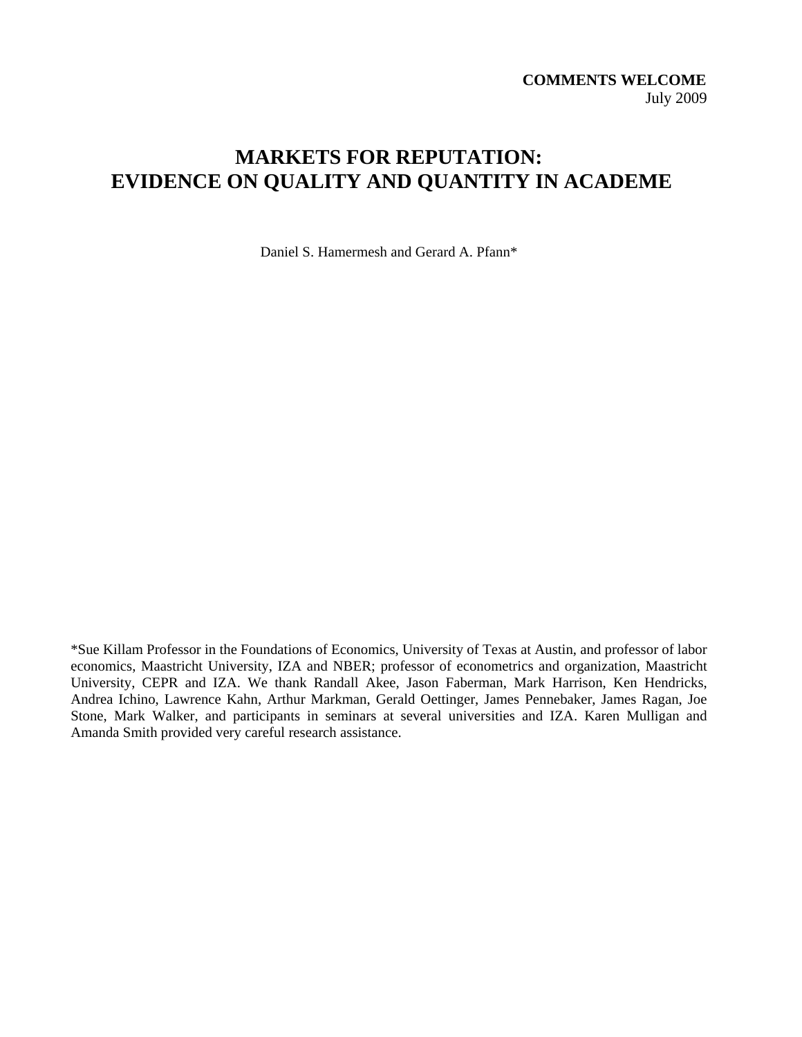**COMMENTS WELCOME**
July 2009

# MARKETS FOR REPUTATION: EVIDENCE ON QUALITY AND QUANTITY IN ACADEME

Daniel S. Hamermesh and Gerard A. Pfann*

*Sue Killam Professor in the Foundations of Economics, University of Texas at Austin, and professor of labor economics, Maastricht University, IZA and NBER; professor of econometrics and organization, Maastricht University, CEPR and IZA. We thank Randall Akee, Jason Faberman, Mark Harrison, Ken Hendricks, Andrea Ichino, Lawrence Kahn, Arthur Markman, Gerald Oettinger, James Pennebaker, James Ragan, Joe Stone, Mark Walker, and participants in seminars at several universities and IZA. Karen Mulligan and Amanda Smith provided very careful research assistance.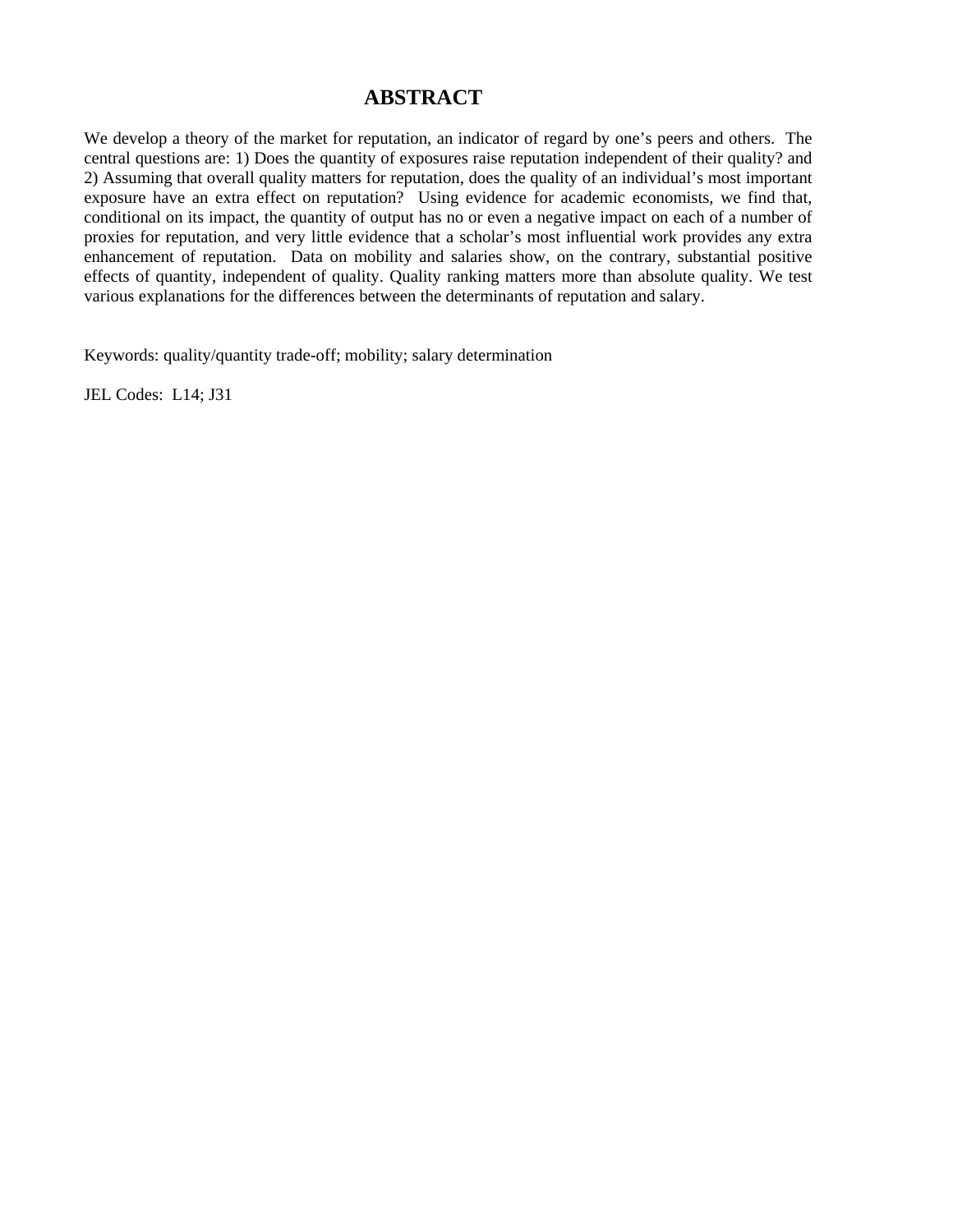# ABSTRACT

We develop a theory of the market for reputation, an indicator of regard by one's peers and others. The central questions are: 1) Does the quantity of exposures raise reputation independent of their quality? and 2) Assuming that overall quality matters for reputation, does the quality of an individual's most important exposure have an extra effect on reputation? Using evidence for academic economists, we find that, conditional on its impact, the quantity of output has no or even a negative impact on each of a number of proxies for reputation, and very little evidence that a scholar's most influential work provides any extra enhancement of reputation. Data on mobility and salaries show, on the contrary, substantial positive effects of quantity, independent of quality. Quality ranking matters more than absolute quality. We test various explanations for the differences between the determinants of reputation and salary.

Keywords: quality/quantity trade-off; mobility; salary determination

JEL Codes: L14; J31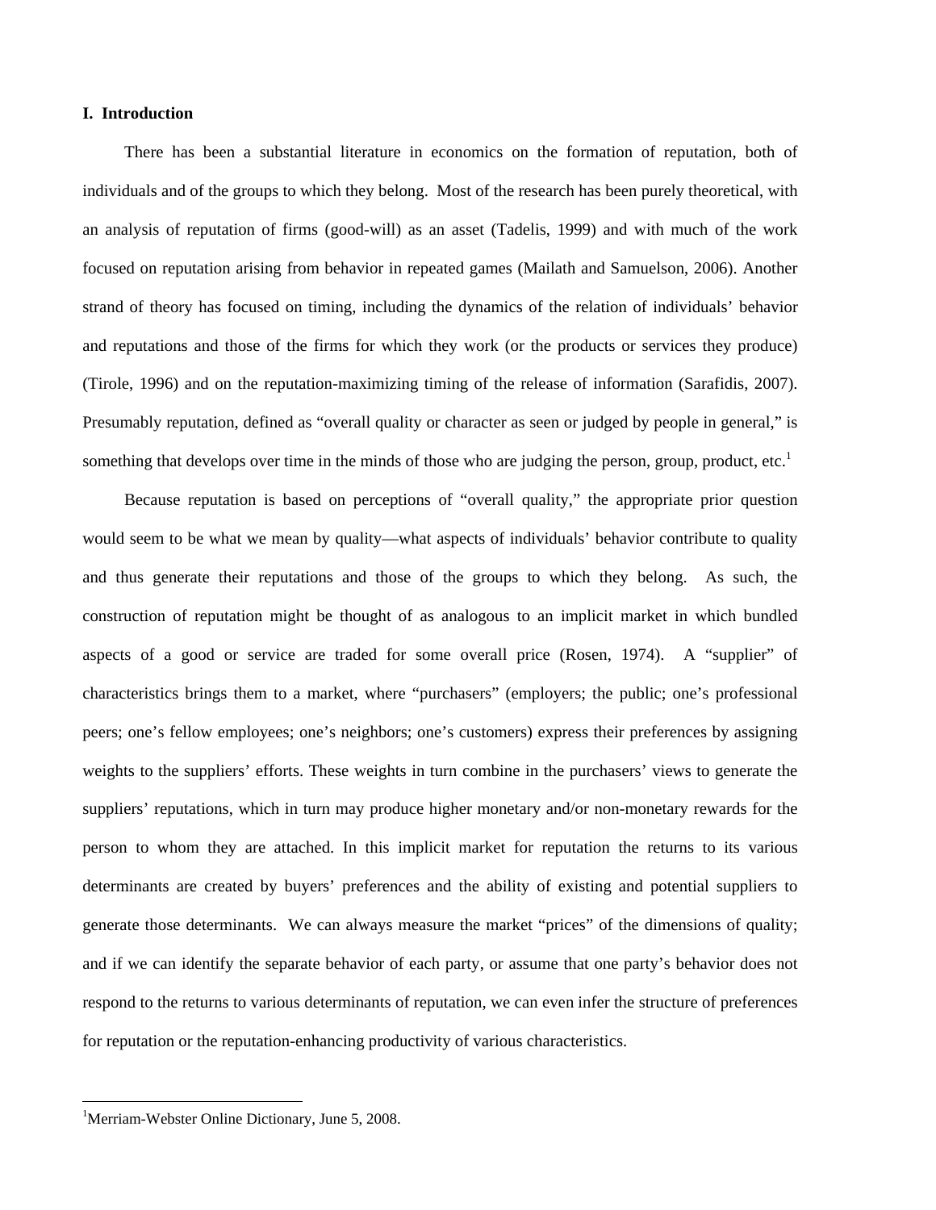## I. Introduction

There has been a substantial literature in economics on the formation of reputation, both of individuals and of the groups to which they belong. Most of the research has been purely theoretical, with an analysis of reputation of firms (good-will) as an asset (Tadelis, 1999) and with much of the work focused on reputation arising from behavior in repeated games (Mailath and Samuelson, 2006). Another strand of theory has focused on timing, including the dynamics of the relation of individuals' behavior and reputations and those of the firms for which they work (or the products or services they produce) (Tirole, 1996) and on the reputation-maximizing timing of the release of information (Sarafidis, 2007). Presumably reputation, defined as "overall quality or character as seen or judged by people in general," is something that develops over time in the minds of those who are judging the person, group, product, etc.[1]

Because reputation is based on perceptions of "overall quality," the appropriate prior question would seem to be what we mean by quality—what aspects of individuals' behavior contribute to quality and thus generate their reputations and those of the groups to which they belong. As such, the construction of reputation might be thought of as analogous to an implicit market in which bundled aspects of a good or service are traded for some overall price (Rosen, 1974). A "supplier" of characteristics brings them to a market, where "purchasers" (employers; the public; one's professional peers; one's fellow employees; one's neighbors; one's customers) express their preferences by assigning weights to the suppliers' efforts. These weights in turn combine in the purchasers' views to generate the suppliers' reputations, which in turn may produce higher monetary and/or non-monetary rewards for the person to whom they are attached. In this implicit market for reputation the returns to its various determinants are created by buyers' preferences and the ability of existing and potential suppliers to generate those determinants. We can always measure the market "prices" of the dimensions of quality; and if we can identify the separate behavior of each party, or assume that one party's behavior does not respond to the returns to various determinants of reputation, we can even infer the structure of preferences for reputation or the reputation-enhancing productivity of various characteristics.

[1] Merriam-Webster Online Dictionary, June 5, 2008.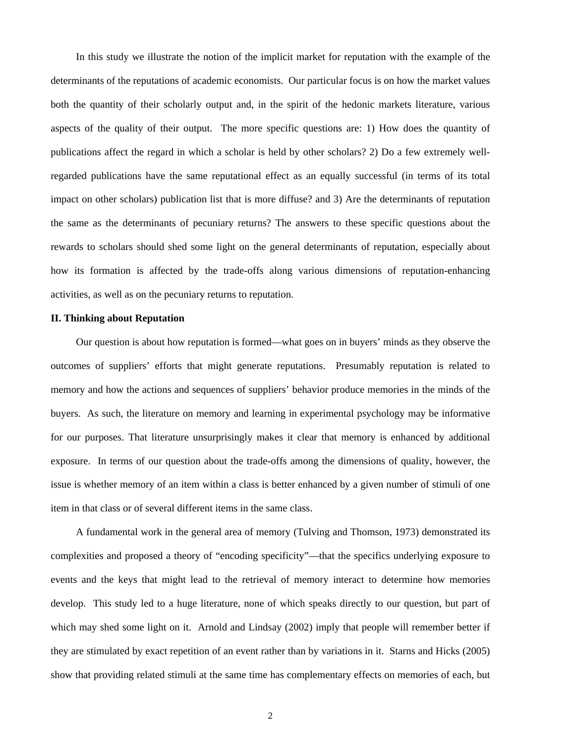In this study we illustrate the notion of the implicit market for reputation with the example of the determinants of the reputations of academic economists. Our particular focus is on how the market values both the quantity of their scholarly output and, in the spirit of the hedonic markets literature, various aspects of the quality of their output. The more specific questions are: 1) How does the quantity of publications affect the regard in which a scholar is held by other scholars? 2) Do a few extremely well-regarded publications have the same reputational effect as an equally successful (in terms of its total impact on other scholars) publication list that is more diffuse? and 3) Are the determinants of reputation the same as the determinants of pecuniary returns? The answers to these specific questions about the rewards to scholars should shed some light on the general determinants of reputation, especially about how its formation is affected by the trade-offs along various dimensions of reputation-enhancing activities, as well as on the pecuniary returns to reputation.

## II. Thinking about Reputation

Our question is about how reputation is formed—what goes on in buyers' minds as they observe the outcomes of suppliers' efforts that might generate reputations. Presumably reputation is related to memory and how the actions and sequences of suppliers' behavior produce memories in the minds of the buyers. As such, the literature on memory and learning in experimental psychology may be informative for our purposes. That literature unsurprisingly makes it clear that memory is enhanced by additional exposure. In terms of our question about the trade-offs among the dimensions of quality, however, the issue is whether memory of an item within a class is better enhanced by a given number of stimuli of one item in that class or of several different items in the same class.

A fundamental work in the general area of memory (Tulving and Thomson, 1973) demonstrated its complexities and proposed a theory of "encoding specificity"—that the specifics underlying exposure to events and the keys that might lead to the retrieval of memory interact to determine how memories develop. This study led to a huge literature, none of which speaks directly to our question, but part of which may shed some light on it. Arnold and Lindsay (2002) imply that people will remember better if they are stimulated by exact repetition of an event rather than by variations in it. Starns and Hicks (2005) show that providing related stimuli at the same time has complementary effects on memories of each, but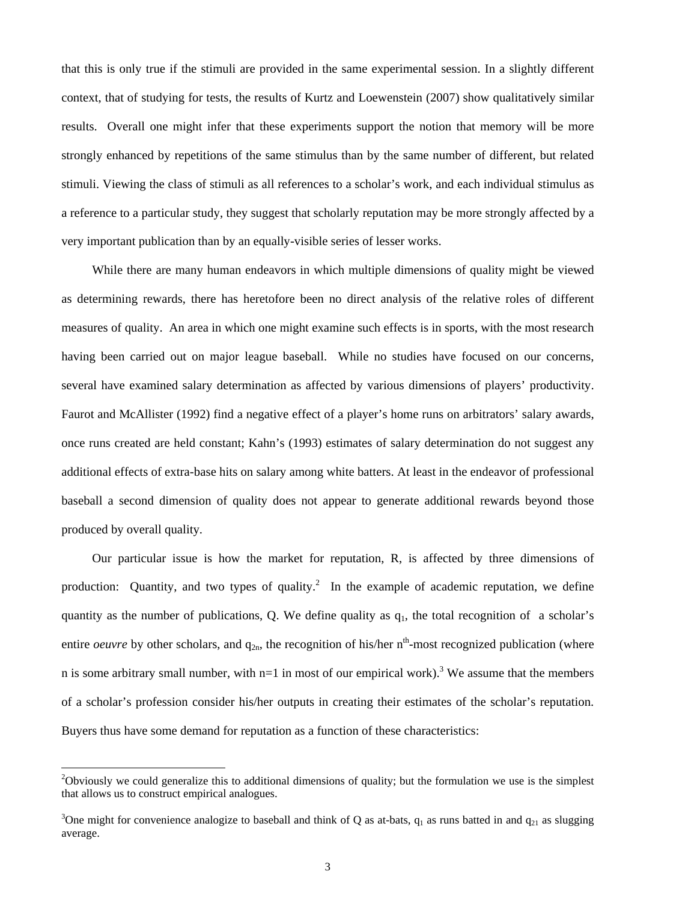that this is only true if the stimuli are provided in the same experimental session. In a slightly different context, that of studying for tests, the results of Kurtz and Loewenstein (2007) show qualitatively similar results. Overall one might infer that these experiments support the notion that memory will be more strongly enhanced by repetitions of the same stimulus than by the same number of different, but related stimuli. Viewing the class of stimuli as all references to a scholar's work, and each individual stimulus as a reference to a particular study, they suggest that scholarly reputation may be more strongly affected by a very important publication than by an equally-visible series of lesser works.

While there are many human endeavors in which multiple dimensions of quality might be viewed as determining rewards, there has heretofore been no direct analysis of the relative roles of different measures of quality. An area in which one might examine such effects is in sports, with the most research having been carried out on major league baseball. While no studies have focused on our concerns, several have examined salary determination as affected by various dimensions of players' productivity. Faurot and McAllister (1992) find a negative effect of a player's home runs on arbitrators' salary awards, once runs created are held constant; Kahn's (1993) estimates of salary determination do not suggest any additional effects of extra-base hits on salary among white batters. At least in the endeavor of professional baseball a second dimension of quality does not appear to generate additional rewards beyond those produced by overall quality.

Our particular issue is how the market for reputation, R, is affected by three dimensions of production: Quantity, and two types of quality.[2] In the example of academic reputation, we define quantity as the number of publications, Q. We define quality as $q_1$, the total recognition of a scholar's entire *oeuvre* by other scholars, and $q_{2n}$, the recognition of his/her $n^{th}$-most recognized publication (where n is some arbitrary small number, with n=1 in most of our empirical work).[3] We assume that the members of a scholar's profession consider his/her outputs in creating their estimates of the scholar's reputation. Buyers thus have some demand for reputation as a function of these characteristics:

[2]Obviously we could generalize this to additional dimensions of quality; but the formulation we use is the simplest that allows us to construct empirical analogues.

[3]One might for convenience analogize to baseball and think of Q as at-bats, $q_1$ as runs batted in and $q_{21}$ as slugging average.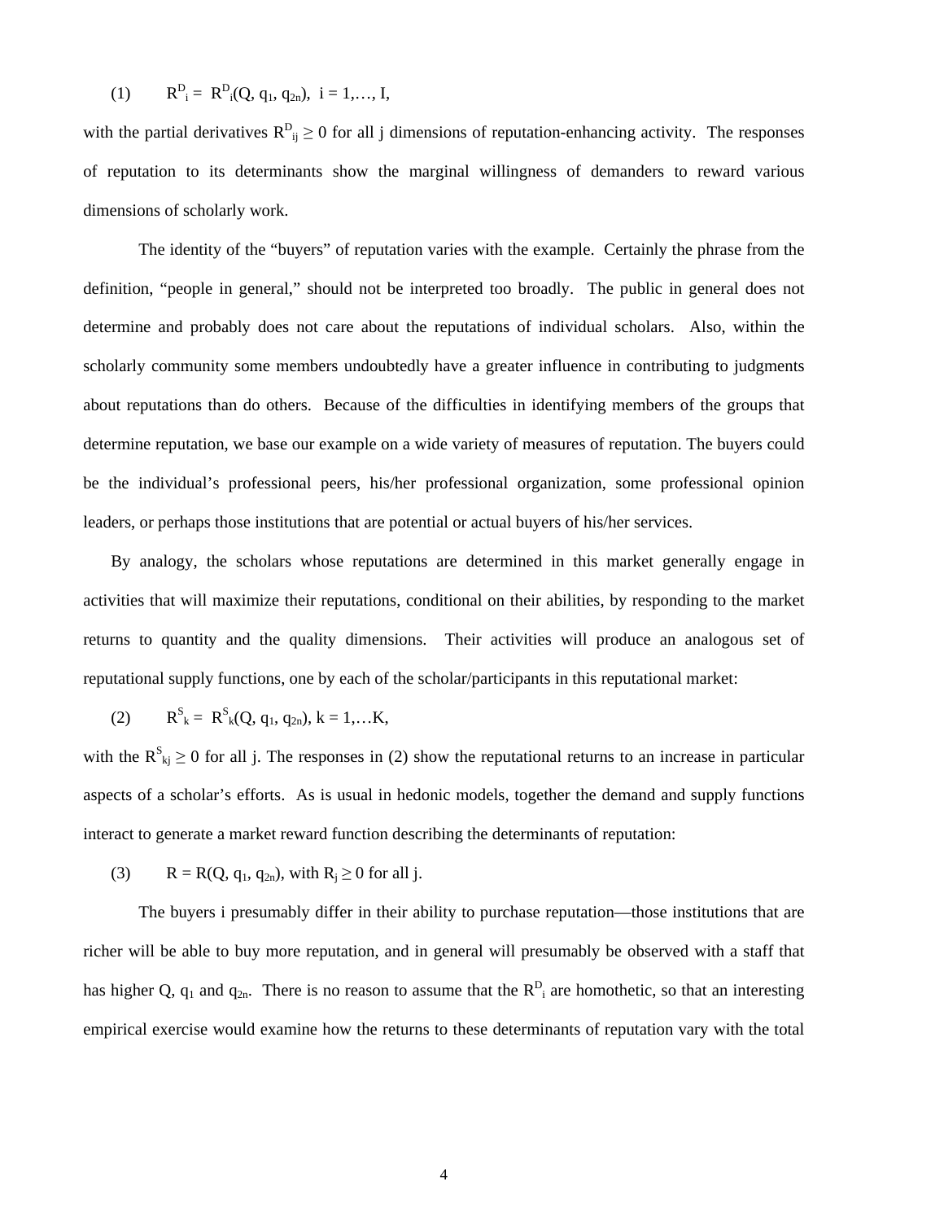(1) $R^D_i = R^D_i(Q, q_1, q_{2n})$, $i = 1,\ldots, I$,

with the partial derivatives $R^D_{ij} \geq 0$ for all j dimensions of reputation-enhancing activity. The responses of reputation to its determinants show the marginal willingness of demanders to reward various dimensions of scholarly work.

The identity of the "buyers" of reputation varies with the example. Certainly the phrase from the definition, "people in general," should not be interpreted too broadly. The public in general does not determine and probably does not care about the reputations of individual scholars. Also, within the scholarly community some members undoubtedly have a greater influence in contributing to judgments about reputations than do others. Because of the difficulties in identifying members of the groups that determine reputation, we base our example on a wide variety of measures of reputation. The buyers could be the individual's professional peers, his/her professional organization, some professional opinion leaders, or perhaps those institutions that are potential or actual buyers of his/her services.

By analogy, the scholars whose reputations are determined in this market generally engage in activities that will maximize their reputations, conditional on their abilities, by responding to the market returns to quantity and the quality dimensions. Their activities will produce an analogous set of reputational supply functions, one by each of the scholar/participants in this reputational market:

(2) $R^S_k = R^S_k(Q, q_1, q_{2n})$, $k = 1,\ldots K$,

with the $R^S_{kj} \geq 0$ for all j. The responses in (2) show the reputational returns to an increase in particular aspects of a scholar's efforts. As is usual in hedonic models, together the demand and supply functions interact to generate a market reward function describing the determinants of reputation:

(3) $R = R(Q, q_1, q_{2n})$, with $R_j \geq 0$ for all j.

The buyers i presumably differ in their ability to purchase reputation—those institutions that are richer will be able to buy more reputation, and in general will presumably be observed with a staff that has higher Q, $q_1$ and $q_{2n}$. There is no reason to assume that the $R^D_i$ are homothetic, so that an interesting empirical exercise would examine how the returns to these determinants of reputation vary with the total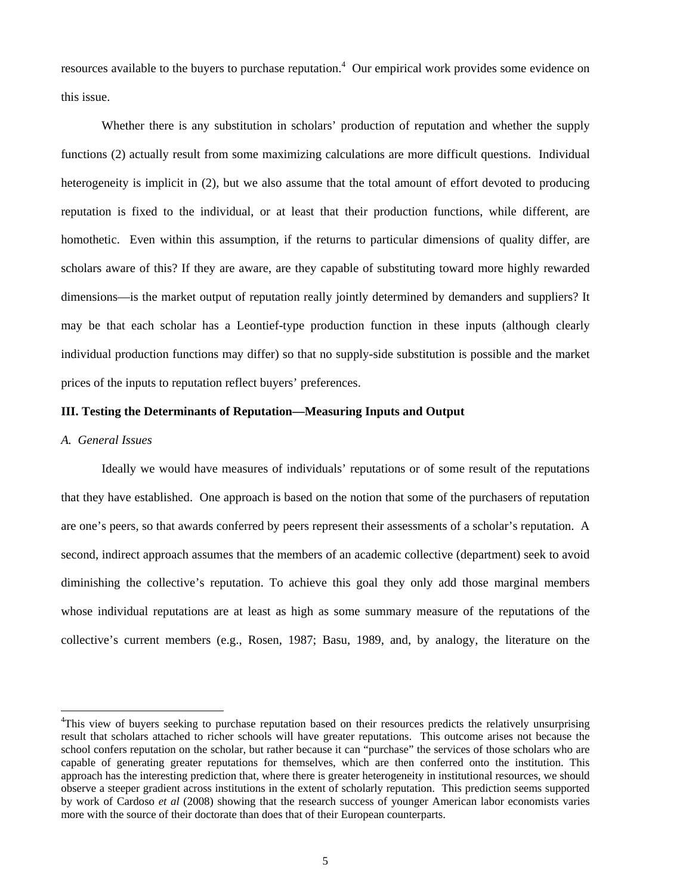resources available to the buyers to purchase reputation.[4] Our empirical work provides some evidence on this issue.

Whether there is any substitution in scholars' production of reputation and whether the supply functions (2) actually result from some maximizing calculations are more difficult questions. Individual heterogeneity is implicit in (2), but we also assume that the total amount of effort devoted to producing reputation is fixed to the individual, or at least that their production functions, while different, are homothetic. Even within this assumption, if the returns to particular dimensions of quality differ, are scholars aware of this? If they are aware, are they capable of substituting toward more highly rewarded dimensions—is the market output of reputation really jointly determined by demanders and suppliers? It may be that each scholar has a Leontief-type production function in these inputs (although clearly individual production functions may differ) so that no supply-side substitution is possible and the market prices of the inputs to reputation reflect buyers' preferences.

## III. Testing the Determinants of Reputation—Measuring Inputs and Output

### *A. General Issues*

Ideally we would have measures of individuals' reputations or of some result of the reputations that they have established. One approach is based on the notion that some of the purchasers of reputation are one's peers, so that awards conferred by peers represent their assessments of a scholar's reputation. A second, indirect approach assumes that the members of an academic collective (department) seek to avoid diminishing the collective's reputation. To achieve this goal they only add those marginal members whose individual reputations are at least as high as some summary measure of the reputations of the collective's current members (e.g., Rosen, 1987; Basu, 1989, and, by analogy, the literature on the

[4] This view of buyers seeking to purchase reputation based on their resources predicts the relatively unsurprising result that scholars attached to richer schools will have greater reputations. This outcome arises not because the school confers reputation on the scholar, but rather because it can "purchase" the services of those scholars who are capable of generating greater reputations for themselves, which are then conferred onto the institution. This approach has the interesting prediction that, where there is greater heterogeneity in institutional resources, we should observe a steeper gradient across institutions in the extent of scholarly reputation. This prediction seems supported by work of Cardoso *et al* (2008) showing that the research success of younger American labor economists varies more with the source of their doctorate than does that of their European counterparts.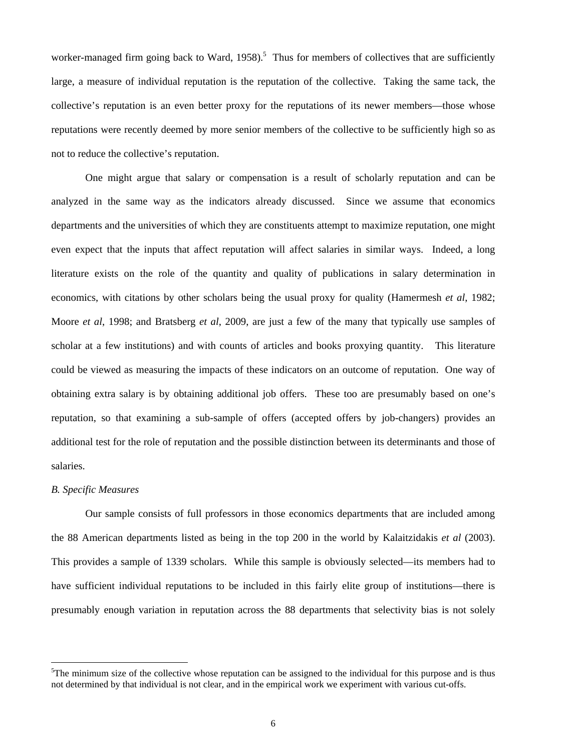worker-managed firm going back to Ward, 1958).[5] Thus for members of collectives that are sufficiently large, a measure of individual reputation is the reputation of the collective. Taking the same tack, the collective's reputation is an even better proxy for the reputations of its newer members—those whose reputations were recently deemed by more senior members of the collective to be sufficiently high so as not to reduce the collective's reputation.

One might argue that salary or compensation is a result of scholarly reputation and can be analyzed in the same way as the indicators already discussed. Since we assume that economics departments and the universities of which they are constituents attempt to maximize reputation, one might even expect that the inputs that affect reputation will affect salaries in similar ways. Indeed, a long literature exists on the role of the quantity and quality of publications in salary determination in economics, with citations by other scholars being the usual proxy for quality (Hamermesh *et al*, 1982; Moore *et al*, 1998; and Bratsberg *et al*, 2009, are just a few of the many that typically use samples of scholar at a few institutions) and with counts of articles and books proxying quantity. This literature could be viewed as measuring the impacts of these indicators on an outcome of reputation. One way of obtaining extra salary is by obtaining additional job offers. These too are presumably based on one's reputation, so that examining a sub-sample of offers (accepted offers by job-changers) provides an additional test for the role of reputation and the possible distinction between its determinants and those of salaries.

*B. Specific Measures*

Our sample consists of full professors in those economics departments that are included among the 88 American departments listed as being in the top 200 in the world by Kalaitzidakis *et al* (2003). This provides a sample of 1339 scholars. While this sample is obviously selected—its members had to have sufficient individual reputations to be included in this fairly elite group of institutions—there is presumably enough variation in reputation across the 88 departments that selectivity bias is not solely

[5]The minimum size of the collective whose reputation can be assigned to the individual for this purpose and is thus not determined by that individual is not clear, and in the empirical work we experiment with various cut-offs.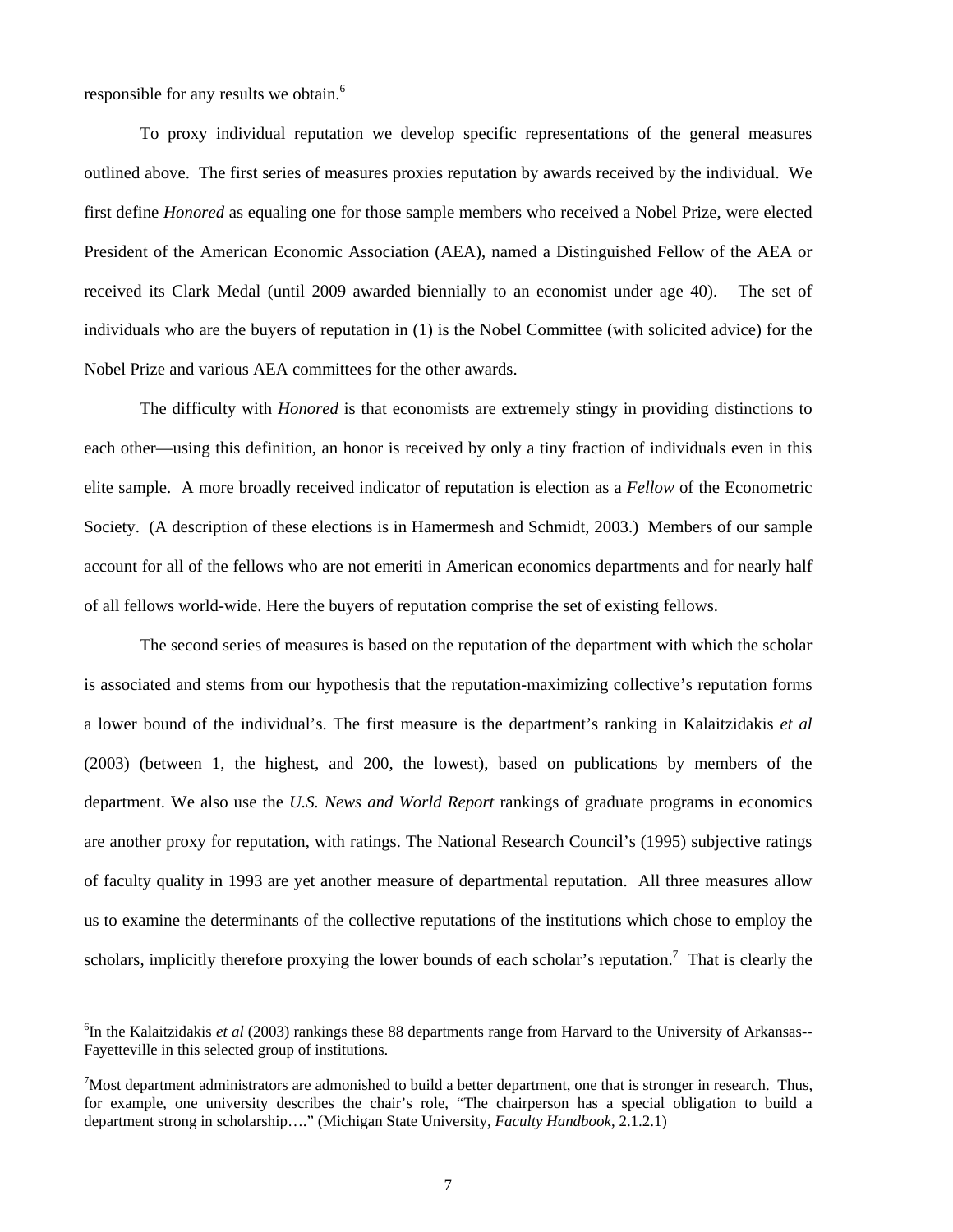responsible for any results we obtain.[6]

To proxy individual reputation we develop specific representations of the general measures outlined above. The first series of measures proxies reputation by awards received by the individual. We first define *Honored* as equaling one for those sample members who received a Nobel Prize, were elected President of the American Economic Association (AEA), named a Distinguished Fellow of the AEA or received its Clark Medal (until 2009 awarded biennially to an economist under age 40). The set of individuals who are the buyers of reputation in (1) is the Nobel Committee (with solicited advice) for the Nobel Prize and various AEA committees for the other awards.

The difficulty with *Honored* is that economists are extremely stingy in providing distinctions to each other—using this definition, an honor is received by only a tiny fraction of individuals even in this elite sample. A more broadly received indicator of reputation is election as a *Fellow* of the Econometric Society. (A description of these elections is in Hamermesh and Schmidt, 2003.) Members of our sample account for all of the fellows who are not emeriti in American economics departments and for nearly half of all fellows world-wide. Here the buyers of reputation comprise the set of existing fellows.

The second series of measures is based on the reputation of the department with which the scholar is associated and stems from our hypothesis that the reputation-maximizing collective's reputation forms a lower bound of the individual's. The first measure is the department's ranking in Kalaitzidakis *et al* (2003) (between 1, the highest, and 200, the lowest), based on publications by members of the department. We also use the *U.S. News and World Report* rankings of graduate programs in economics are another proxy for reputation, with ratings. The National Research Council's (1995) subjective ratings of faculty quality in 1993 are yet another measure of departmental reputation. All three measures allow us to examine the determinants of the collective reputations of the institutions which chose to employ the scholars, implicitly therefore proxying the lower bounds of each scholar's reputation.[7] That is clearly the

---

[6]In the Kalaitzidakis *et al* (2003) rankings these 88 departments range from Harvard to the University of Arkansas--Fayetteville in this selected group of institutions.

[7]Most department administrators are admonished to build a better department, one that is stronger in research. Thus, for example, one university describes the chair's role, "The chairperson has a special obligation to build a department strong in scholarship…." (Michigan State University, *Faculty Handbook*, 2.1.2.1)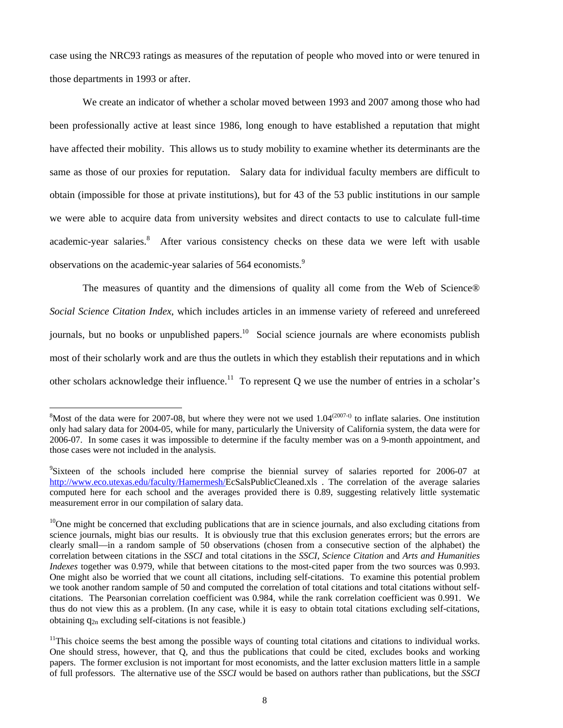case using the NRC93 ratings as measures of the reputation of people who moved into or were tenured in those departments in 1993 or after.

We create an indicator of whether a scholar moved between 1993 and 2007 among those who had been professionally active at least since 1986, long enough to have established a reputation that might have affected their mobility. This allows us to study mobility to examine whether its determinants are the same as those of our proxies for reputation. Salary data for individual faculty members are difficult to obtain (impossible for those at private institutions), but for 43 of the 53 public institutions in our sample we were able to acquire data from university websites and direct contacts to use to calculate full-time academic-year salaries.[8] After various consistency checks on these data we were left with usable observations on the academic-year salaries of 564 economists.[9]

The measures of quantity and the dimensions of quality all come from the Web of Science® *Social Science Citation Index*, which includes articles in an immense variety of refereed and unrefereed journals, but no books or unpublished papers.[10] Social science journals are where economists publish most of their scholarly work and are thus the outlets in which they establish their reputations and in which other scholars acknowledge their influence.[11] To represent Q we use the number of entries in a scholar's

---

[8]Most of the data were for 2007-08, but where they were not we used $1.04^{(2007-t)}$ to inflate salaries. One institution only had salary data for 2004-05, while for many, particularly the University of California system, the data were for 2006-07. In some cases it was impossible to determine if the faculty member was on a 9-month appointment, and those cases were not included in the analysis.

[9]Sixteen of the schools included here comprise the biennial survey of salaries reported for 2006-07 at http://www.eco.utexas.edu/faculty/Hamermesh/EcSalsPublicCleaned.xls . The correlation of the average salaries computed here for each school and the averages provided there is 0.89, suggesting relatively little systematic measurement error in our compilation of salary data.

[10]One might be concerned that excluding publications that are in science journals, and also excluding citations from science journals, might bias our results. It is obviously true that this exclusion generates errors; but the errors are clearly small—in a random sample of 50 observations (chosen from a consecutive section of the alphabet) the correlation between citations in the *SSCI* and total citations in the *SSCI*, *Science Citation* and *Arts and Humanities Indexes* together was 0.979, while that between citations to the most-cited paper from the two sources was 0.993. One might also be worried that we count all citations, including self-citations. To examine this potential problem we took another random sample of 50 and computed the correlation of total citations and total citations without self-citations. The Pearsonian correlation coefficient was 0.984, while the rank correlation coefficient was 0.991. We thus do not view this as a problem. (In any case, while it is easy to obtain total citations excluding self-citations, obtaining $q_{2n}$ excluding self-citations is not feasible.)

[11]This choice seems the best among the possible ways of counting total citations and citations to individual works. One should stress, however, that Q, and thus the publications that could be cited, excludes books and working papers. The former exclusion is not important for most economists, and the latter exclusion matters little in a sample of full professors. The alternative use of the *SSCI* would be based on authors rather than publications, but the *SSCI*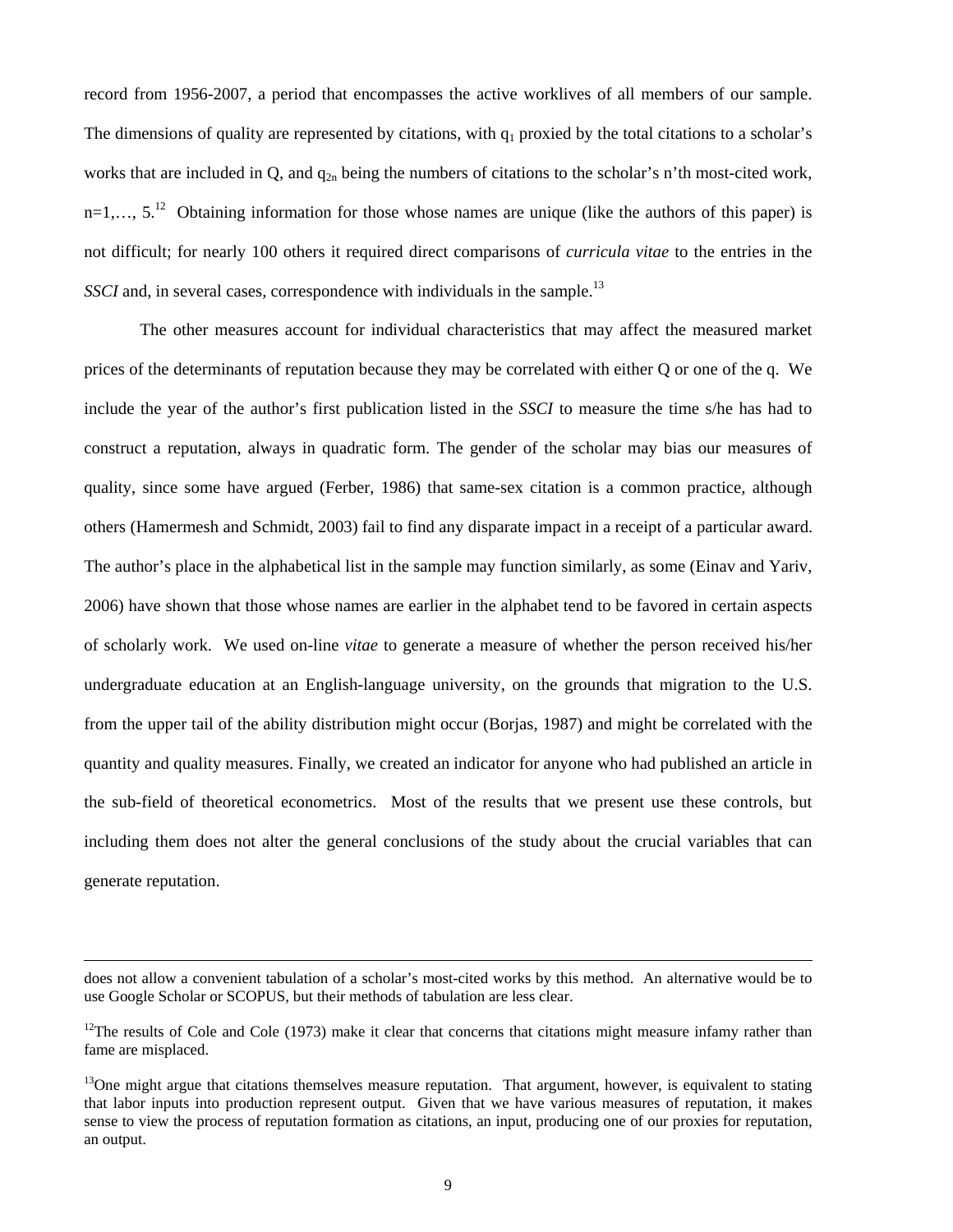record from 1956-2007, a period that encompasses the active worklives of all members of our sample. The dimensions of quality are represented by citations, with $q_1$ proxied by the total citations to a scholar's works that are included in Q, and $q_{2n}$ being the numbers of citations to the scholar's n'th most-cited work, n=1,…, 5.[12] Obtaining information for those whose names are unique (like the authors of this paper) is not difficult; for nearly 100 others it required direct comparisons of *curricula vitae* to the entries in the *SSCI* and, in several cases, correspondence with individuals in the sample.[13]

The other measures account for individual characteristics that may affect the measured market prices of the determinants of reputation because they may be correlated with either Q or one of the q. We include the year of the author's first publication listed in the *SSCI* to measure the time s/he has had to construct a reputation, always in quadratic form. The gender of the scholar may bias our measures of quality, since some have argued (Ferber, 1986) that same-sex citation is a common practice, although others (Hamermesh and Schmidt, 2003) fail to find any disparate impact in a receipt of a particular award. The author's place in the alphabetical list in the sample may function similarly, as some (Einav and Yariv, 2006) have shown that those whose names are earlier in the alphabet tend to be favored in certain aspects of scholarly work. We used on-line *vitae* to generate a measure of whether the person received his/her undergraduate education at an English-language university, on the grounds that migration to the U.S. from the upper tail of the ability distribution might occur (Borjas, 1987) and might be correlated with the quantity and quality measures. Finally, we created an indicator for anyone who had published an article in the sub-field of theoretical econometrics. Most of the results that we present use these controls, but including them does not alter the general conclusions of the study about the crucial variables that can generate reputation.

---

does not allow a convenient tabulation of a scholar's most-cited works by this method. An alternative would be to use Google Scholar or SCOPUS, but their methods of tabulation are less clear.

[12]The results of Cole and Cole (1973) make it clear that concerns that citations might measure infamy rather than fame are misplaced.

[13]One might argue that citations themselves measure reputation. That argument, however, is equivalent to stating that labor inputs into production represent output. Given that we have various measures of reputation, it makes sense to view the process of reputation formation as citations, an input, producing one of our proxies for reputation, an output.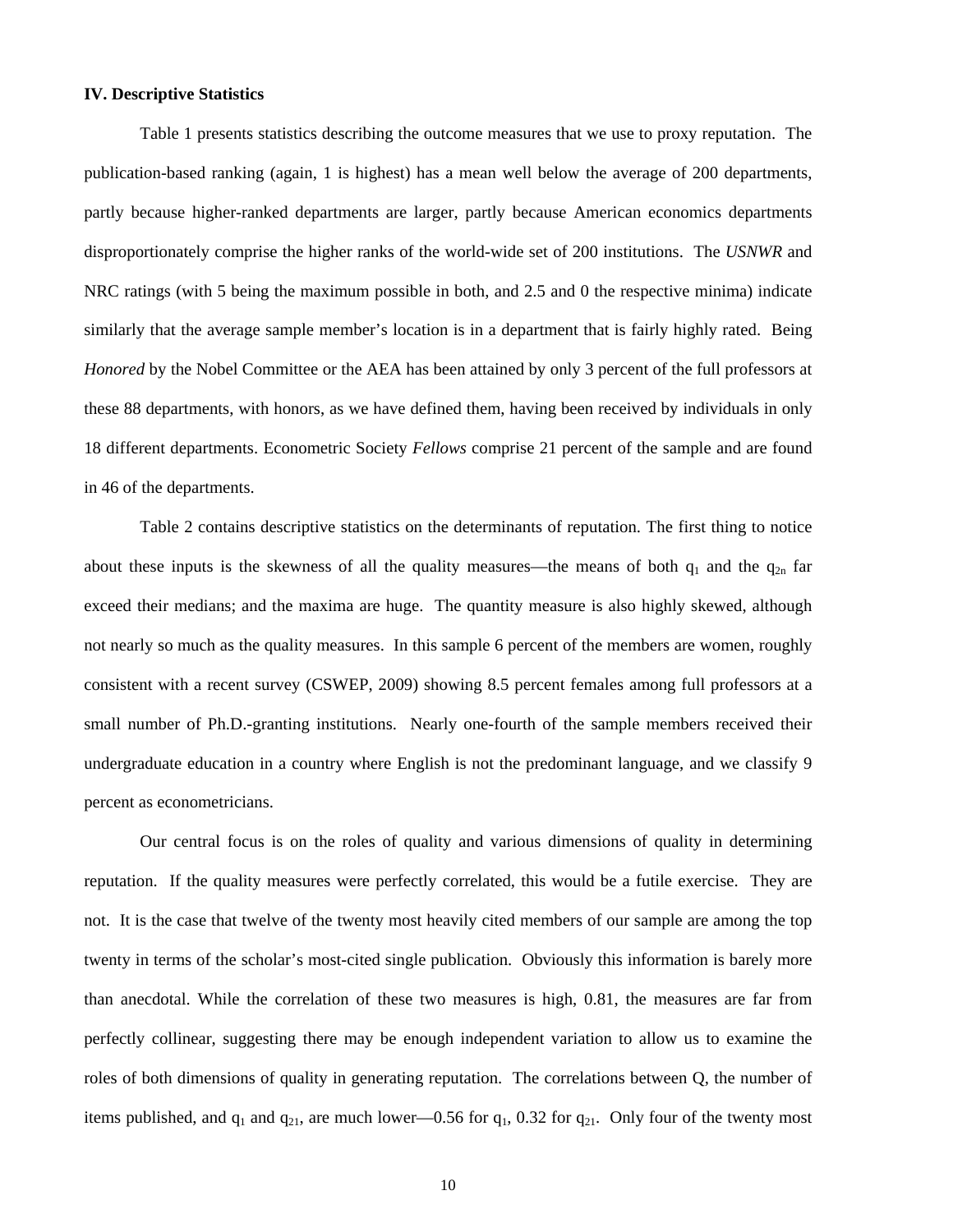### IV. Descriptive Statistics

Table 1 presents statistics describing the outcome measures that we use to proxy reputation. The publication-based ranking (again, 1 is highest) has a mean well below the average of 200 departments, partly because higher-ranked departments are larger, partly because American economics departments disproportionately comprise the higher ranks of the world-wide set of 200 institutions. The *USNWR* and NRC ratings (with 5 being the maximum possible in both, and 2.5 and 0 the respective minima) indicate similarly that the average sample member's location is in a department that is fairly highly rated. Being *Honored* by the Nobel Committee or the AEA has been attained by only 3 percent of the full professors at these 88 departments, with honors, as we have defined them, having been received by individuals in only 18 different departments. Econometric Society *Fellows* comprise 21 percent of the sample and are found in 46 of the departments.

Table 2 contains descriptive statistics on the determinants of reputation. The first thing to notice about these inputs is the skewness of all the quality measures—the means of both $q_1$ and the $q_{2n}$ far exceed their medians; and the maxima are huge. The quantity measure is also highly skewed, although not nearly so much as the quality measures. In this sample 6 percent of the members are women, roughly consistent with a recent survey (CSWEP, 2009) showing 8.5 percent females among full professors at a small number of Ph.D.-granting institutions. Nearly one-fourth of the sample members received their undergraduate education in a country where English is not the predominant language, and we classify 9 percent as econometricians.

Our central focus is on the roles of quality and various dimensions of quality in determining reputation. If the quality measures were perfectly correlated, this would be a futile exercise. They are not. It is the case that twelve of the twenty most heavily cited members of our sample are among the top twenty in terms of the scholar's most-cited single publication. Obviously this information is barely more than anecdotal. While the correlation of these two measures is high, 0.81, the measures are far from perfectly collinear, suggesting there may be enough independent variation to allow us to examine the roles of both dimensions of quality in generating reputation. The correlations between Q, the number of items published, and $q_1$ and $q_{21}$, are much lower—0.56 for $q_1$, 0.32 for $q_{21}$. Only four of the twenty most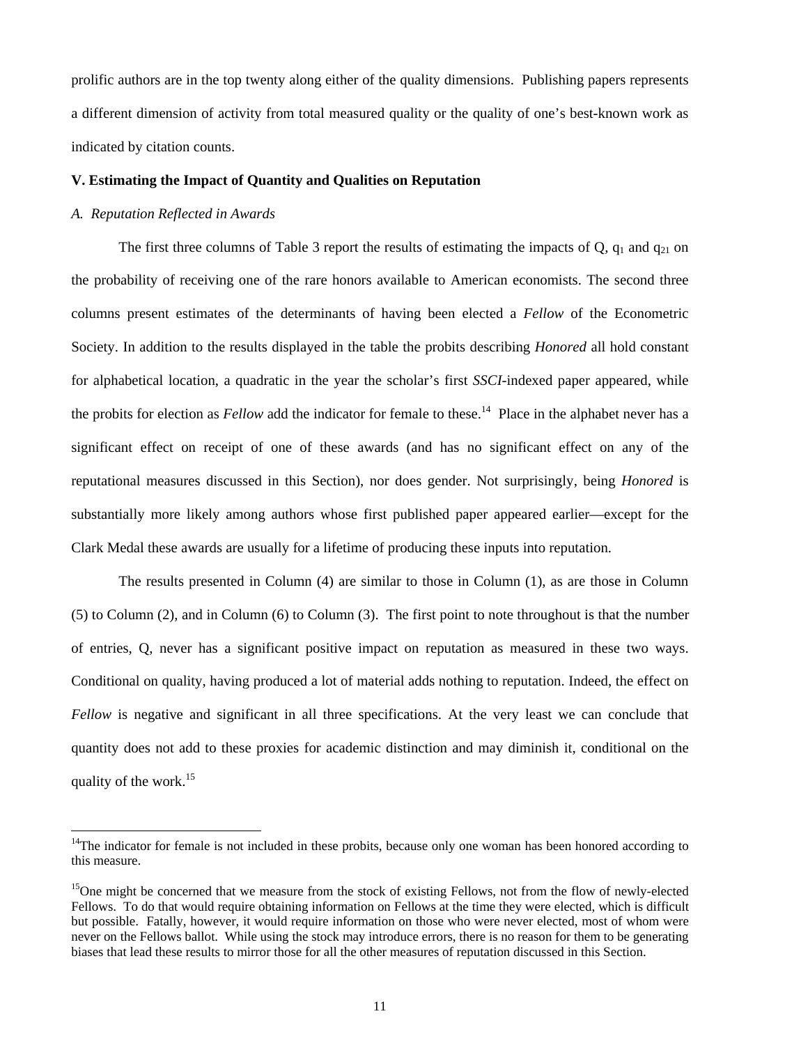prolific authors are in the top twenty along either of the quality dimensions. Publishing papers represents a different dimension of activity from total measured quality or the quality of one's best-known work as indicated by citation counts.

## V. Estimating the Impact of Quantity and Qualities on Reputation

### *A. Reputation Reflected in Awards*

The first three columns of Table 3 report the results of estimating the impacts of Q, $q_1$ and $q_{21}$ on the probability of receiving one of the rare honors available to American economists. The second three columns present estimates of the determinants of having been elected a *Fellow* of the Econometric Society. In addition to the results displayed in the table the probits describing *Honored* all hold constant for alphabetical location, a quadratic in the year the scholar's first *SSCI*-indexed paper appeared, while the probits for election as *Fellow* add the indicator for female to these.[14] Place in the alphabet never has a significant effect on receipt of one of these awards (and has no significant effect on any of the reputational measures discussed in this Section), nor does gender. Not surprisingly, being *Honored* is substantially more likely among authors whose first published paper appeared earlier—except for the Clark Medal these awards are usually for a lifetime of producing these inputs into reputation.

The results presented in Column (4) are similar to those in Column (1), as are those in Column (5) to Column (2), and in Column (6) to Column (3). The first point to note throughout is that the number of entries, Q, never has a significant positive impact on reputation as measured in these two ways. Conditional on quality, having produced a lot of material adds nothing to reputation. Indeed, the effect on *Fellow* is negative and significant in all three specifications. At the very least we can conclude that quantity does not add to these proxies for academic distinction and may diminish it, conditional on the quality of the work.[15]

---

[14]The indicator for female is not included in these probits, because only one woman has been honored according to this measure.

[15]One might be concerned that we measure from the stock of existing Fellows, not from the flow of newly-elected Fellows. To do that would require obtaining information on Fellows at the time they were elected, which is difficult but possible. Fatally, however, it would require information on those who were never elected, most of whom were never on the Fellows ballot. While using the stock may introduce errors, there is no reason for them to be generating biases that lead these results to mirror those for all the other measures of reputation discussed in this Section.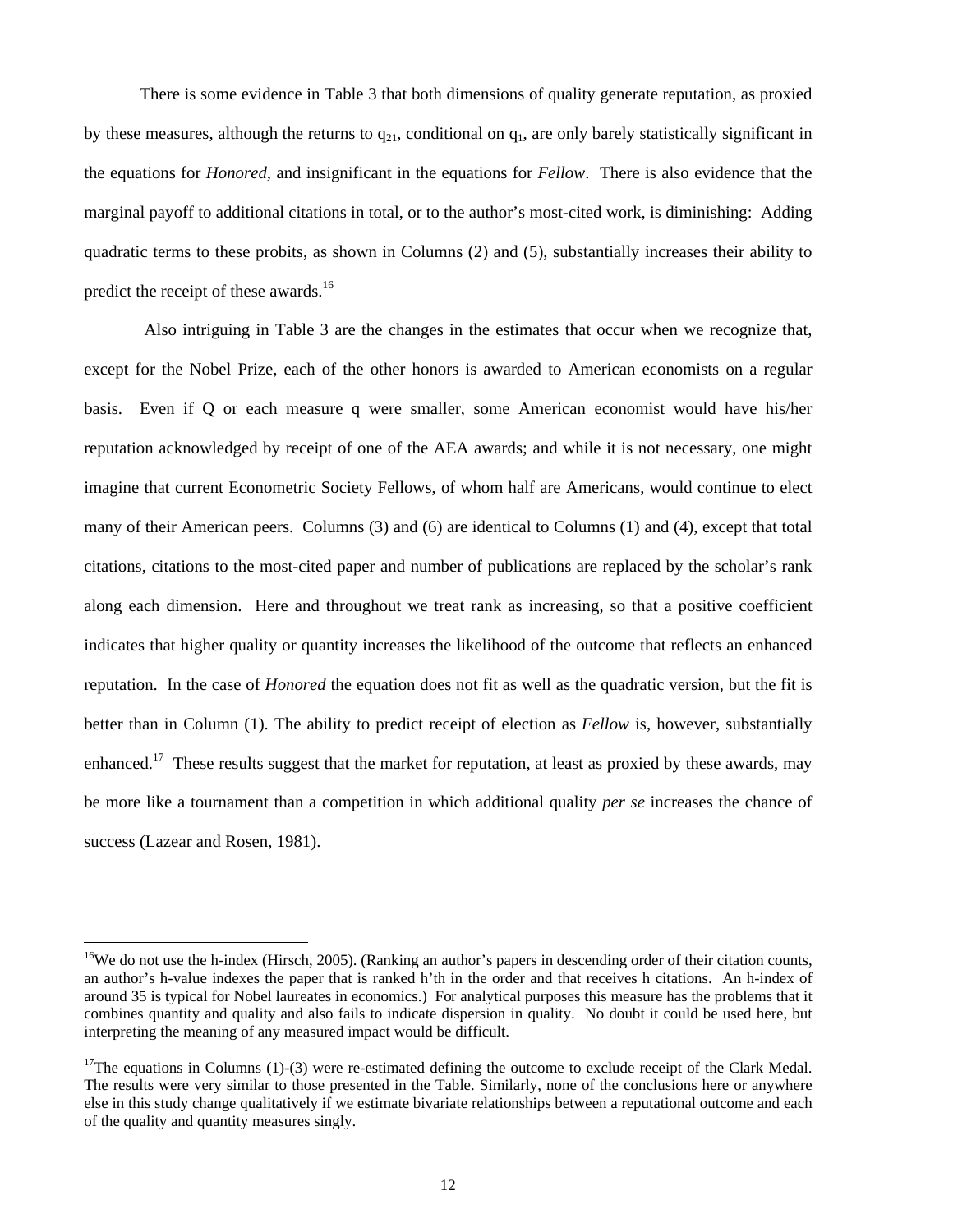There is some evidence in Table 3 that both dimensions of quality generate reputation, as proxied by these measures, although the returns to $q_{21}$, conditional on $q_1$, are only barely statistically significant in the equations for *Honored*, and insignificant in the equations for *Fellow*. There is also evidence that the marginal payoff to additional citations in total, or to the author's most-cited work, is diminishing: Adding quadratic terms to these probits, as shown in Columns (2) and (5), substantially increases their ability to predict the receipt of these awards.[16]

Also intriguing in Table 3 are the changes in the estimates that occur when we recognize that, except for the Nobel Prize, each of the other honors is awarded to American economists on a regular basis. Even if Q or each measure q were smaller, some American economist would have his/her reputation acknowledged by receipt of one of the AEA awards; and while it is not necessary, one might imagine that current Econometric Society Fellows, of whom half are Americans, would continue to elect many of their American peers. Columns (3) and (6) are identical to Columns (1) and (4), except that total citations, citations to the most-cited paper and number of publications are replaced by the scholar's rank along each dimension. Here and throughout we treat rank as increasing, so that a positive coefficient indicates that higher quality or quantity increases the likelihood of the outcome that reflects an enhanced reputation. In the case of *Honored* the equation does not fit as well as the quadratic version, but the fit is better than in Column (1). The ability to predict receipt of election as *Fellow* is, however, substantially enhanced.[17] These results suggest that the market for reputation, at least as proxied by these awards, may be more like a tournament than a competition in which additional quality *per se* increases the chance of success (Lazear and Rosen, 1981).

---

[16]We do not use the h-index (Hirsch, 2005). (Ranking an author's papers in descending order of their citation counts, an author's h-value indexes the paper that is ranked h'th in the order and that receives h citations. An h-index of around 35 is typical for Nobel laureates in economics.) For analytical purposes this measure has the problems that it combines quantity and quality and also fails to indicate dispersion in quality. No doubt it could be used here, but interpreting the meaning of any measured impact would be difficult.

[17]The equations in Columns (1)-(3) were re-estimated defining the outcome to exclude receipt of the Clark Medal. The results were very similar to those presented in the Table. Similarly, none of the conclusions here or anywhere else in this study change qualitatively if we estimate bivariate relationships between a reputational outcome and each of the quality and quantity measures singly.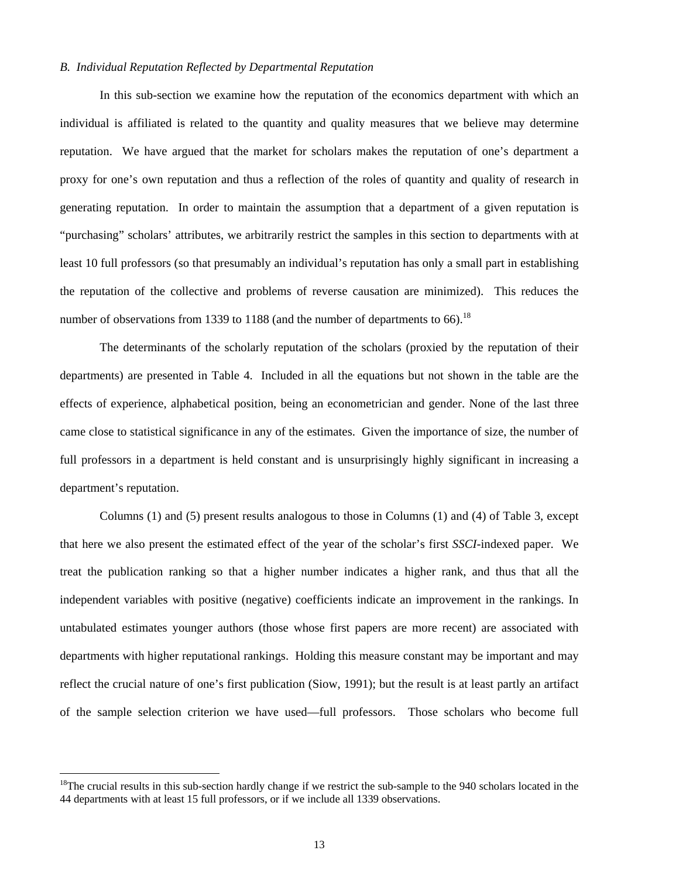*B. Individual Reputation Reflected by Departmental Reputation*

In this sub-section we examine how the reputation of the economics department with which an individual is affiliated is related to the quantity and quality measures that we believe may determine reputation. We have argued that the market for scholars makes the reputation of one's department a proxy for one's own reputation and thus a reflection of the roles of quantity and quality of research in generating reputation. In order to maintain the assumption that a department of a given reputation is "purchasing" scholars' attributes, we arbitrarily restrict the samples in this section to departments with at least 10 full professors (so that presumably an individual's reputation has only a small part in establishing the reputation of the collective and problems of reverse causation are minimized). This reduces the number of observations from 1339 to 1188 (and the number of departments to 66).[18]

The determinants of the scholarly reputation of the scholars (proxied by the reputation of their departments) are presented in Table 4. Included in all the equations but not shown in the table are the effects of experience, alphabetical position, being an econometrician and gender. None of the last three came close to statistical significance in any of the estimates. Given the importance of size, the number of full professors in a department is held constant and is unsurprisingly highly significant in increasing a department's reputation.

Columns (1) and (5) present results analogous to those in Columns (1) and (4) of Table 3, except that here we also present the estimated effect of the year of the scholar's first *SSCI*-indexed paper. We treat the publication ranking so that a higher number indicates a higher rank, and thus that all the independent variables with positive (negative) coefficients indicate an improvement in the rankings. In untabulated estimates younger authors (those whose first papers are more recent) are associated with departments with higher reputational rankings. Holding this measure constant may be important and may reflect the crucial nature of one's first publication (Siow, 1991); but the result is at least partly an artifact of the sample selection criterion we have used—full professors. Those scholars who become full

[18]The crucial results in this sub-section hardly change if we restrict the sub-sample to the 940 scholars located in the 44 departments with at least 15 full professors, or if we include all 1339 observations.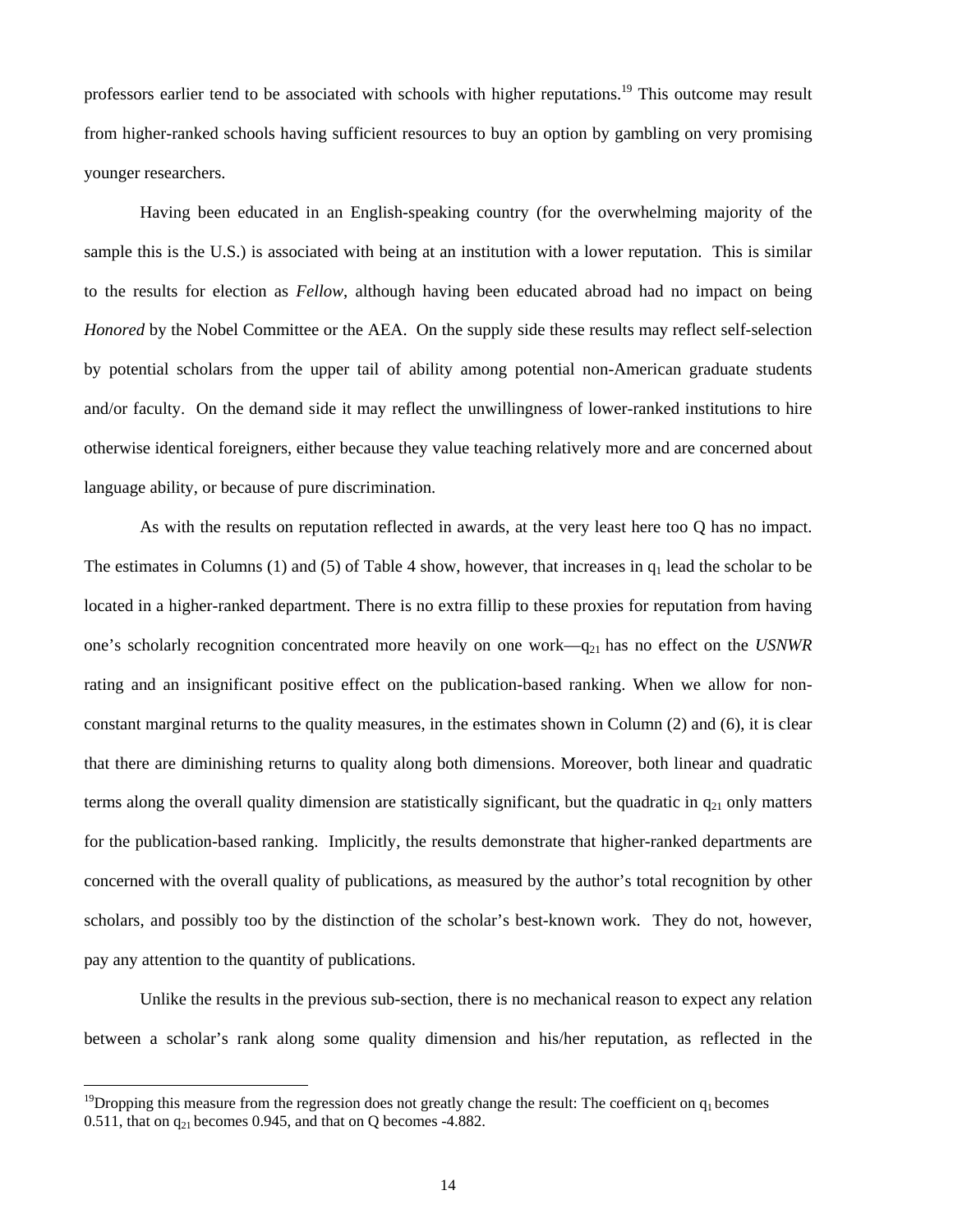professors earlier tend to be associated with schools with higher reputations.[19] This outcome may result from higher-ranked schools having sufficient resources to buy an option by gambling on very promising younger researchers.

Having been educated in an English-speaking country (for the overwhelming majority of the sample this is the U.S.) is associated with being at an institution with a lower reputation. This is similar to the results for election as *Fellow,* although having been educated abroad had no impact on being *Honored* by the Nobel Committee or the AEA. On the supply side these results may reflect self-selection by potential scholars from the upper tail of ability among potential non-American graduate students and/or faculty. On the demand side it may reflect the unwillingness of lower-ranked institutions to hire otherwise identical foreigners, either because they value teaching relatively more and are concerned about language ability, or because of pure discrimination.

As with the results on reputation reflected in awards, at the very least here too Q has no impact. The estimates in Columns (1) and (5) of Table 4 show, however, that increases in $q_1$ lead the scholar to be located in a higher-ranked department. There is no extra fillip to these proxies for reputation from having one's scholarly recognition concentrated more heavily on one work—$q_{21}$ has no effect on the *USNWR* rating and an insignificant positive effect on the publication-based ranking. When we allow for non-constant marginal returns to the quality measures, in the estimates shown in Column (2) and (6), it is clear that there are diminishing returns to quality along both dimensions. Moreover, both linear and quadratic terms along the overall quality dimension are statistically significant, but the quadratic in $q_{21}$ only matters for the publication-based ranking. Implicitly, the results demonstrate that higher-ranked departments are concerned with the overall quality of publications, as measured by the author's total recognition by other scholars, and possibly too by the distinction of the scholar's best-known work. They do not, however, pay any attention to the quantity of publications.

Unlike the results in the previous sub-section, there is no mechanical reason to expect any relation between a scholar's rank along some quality dimension and his/her reputation, as reflected in the

[19] Dropping this measure from the regression does not greatly change the result: The coefficient on $q_1$ becomes 0.511, that on $q_{21}$ becomes 0.945, and that on Q becomes -4.882.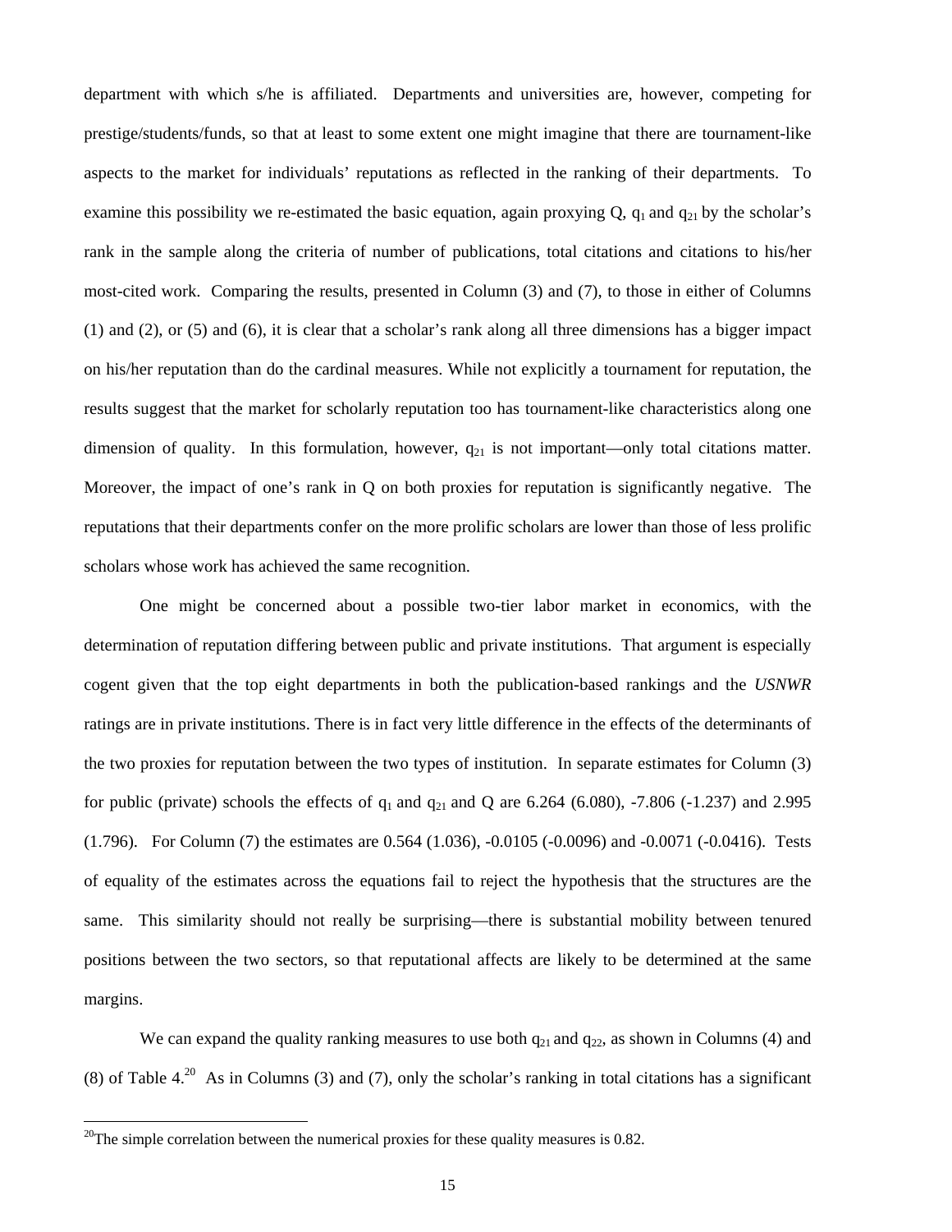department with which s/he is affiliated. Departments and universities are, however, competing for prestige/students/funds, so that at least to some extent one might imagine that there are tournament-like aspects to the market for individuals' reputations as reflected in the ranking of their departments. To examine this possibility we re-estimated the basic equation, again proxying Q, $q_1$ and $q_{21}$ by the scholar's rank in the sample along the criteria of number of publications, total citations and citations to his/her most-cited work. Comparing the results, presented in Column (3) and (7), to those in either of Columns (1) and (2), or (5) and (6), it is clear that a scholar's rank along all three dimensions has a bigger impact on his/her reputation than do the cardinal measures. While not explicitly a tournament for reputation, the results suggest that the market for scholarly reputation too has tournament-like characteristics along one dimension of quality. In this formulation, however, $q_{21}$ is not important—only total citations matter. Moreover, the impact of one's rank in Q on both proxies for reputation is significantly negative. The reputations that their departments confer on the more prolific scholars are lower than those of less prolific scholars whose work has achieved the same recognition.

One might be concerned about a possible two-tier labor market in economics, with the determination of reputation differing between public and private institutions. That argument is especially cogent given that the top eight departments in both the publication-based rankings and the *USNWR* ratings are in private institutions. There is in fact very little difference in the effects of the determinants of the two proxies for reputation between the two types of institution. In separate estimates for Column (3) for public (private) schools the effects of $q_1$ and $q_{21}$ and Q are 6.264 (6.080), -7.806 (-1.237) and 2.995 (1.796). For Column (7) the estimates are 0.564 (1.036), -0.0105 (-0.0096) and -0.0071 (-0.0416). Tests of equality of the estimates across the equations fail to reject the hypothesis that the structures are the same. This similarity should not really be surprising—there is substantial mobility between tenured positions between the two sectors, so that reputational affects are likely to be determined at the same margins.

We can expand the quality ranking measures to use both $q_{21}$ and $q_{22}$, as shown in Columns (4) and (8) of Table 4.[20] As in Columns (3) and (7), only the scholar's ranking in total citations has a significant

[20] The simple correlation between the numerical proxies for these quality measures is 0.82.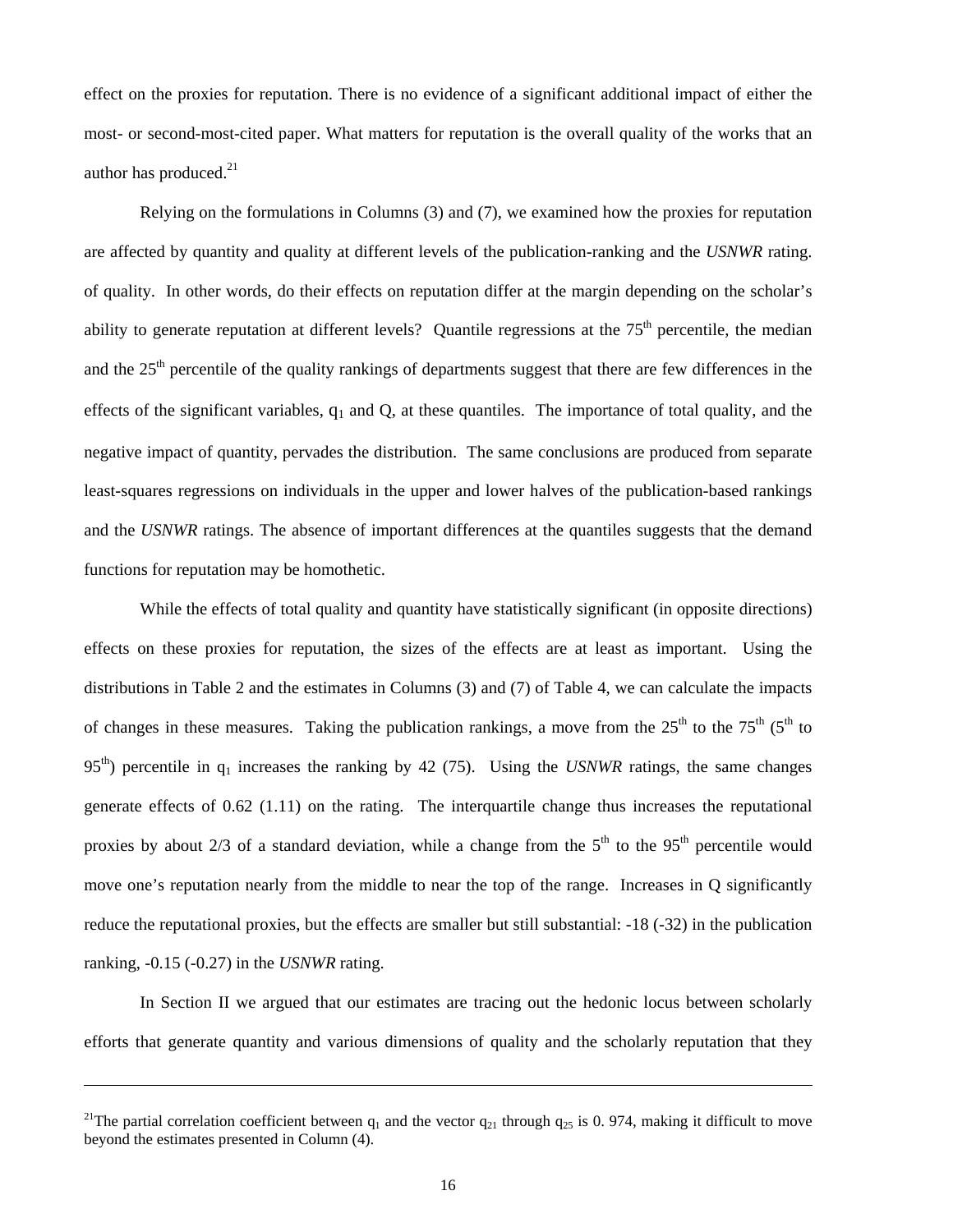effect on the proxies for reputation. There is no evidence of a significant additional impact of either the most- or second-most-cited paper. What matters for reputation is the overall quality of the works that an author has produced.[21]

Relying on the formulations in Columns (3) and (7), we examined how the proxies for reputation are affected by quantity and quality at different levels of the publication-ranking and the *USNWR* rating. of quality. In other words, do their effects on reputation differ at the margin depending on the scholar's ability to generate reputation at different levels? Quantile regressions at the 75th percentile, the median and the 25th percentile of the quality rankings of departments suggest that there are few differences in the effects of the significant variables, $q_1$ and Q, at these quantiles. The importance of total quality, and the negative impact of quantity, pervades the distribution. The same conclusions are produced from separate least-squares regressions on individuals in the upper and lower halves of the publication-based rankings and the *USNWR* ratings. The absence of important differences at the quantiles suggests that the demand functions for reputation may be homothetic.

While the effects of total quality and quantity have statistically significant (in opposite directions) effects on these proxies for reputation, the sizes of the effects are at least as important. Using the distributions in Table 2 and the estimates in Columns (3) and (7) of Table 4, we can calculate the impacts of changes in these measures. Taking the publication rankings, a move from the 25th to the 75th (5th to 95th) percentile in $q_1$ increases the ranking by 42 (75). Using the *USNWR* ratings, the same changes generate effects of 0.62 (1.11) on the rating. The interquartile change thus increases the reputational proxies by about 2/3 of a standard deviation, while a change from the 5th to the 95th percentile would move one's reputation nearly from the middle to near the top of the range. Increases in Q significantly reduce the reputational proxies, but the effects are smaller but still substantial: -18 (-32) in the publication ranking, -0.15 (-0.27) in the *USNWR* rating.

In Section II we argued that our estimates are tracing out the hedonic locus between scholarly efforts that generate quantity and various dimensions of quality and the scholarly reputation that they

---

[21]The partial correlation coefficient between $q_1$ and the vector $q_{21}$ through $q_{25}$ is 0. 974, making it difficult to move beyond the estimates presented in Column (4).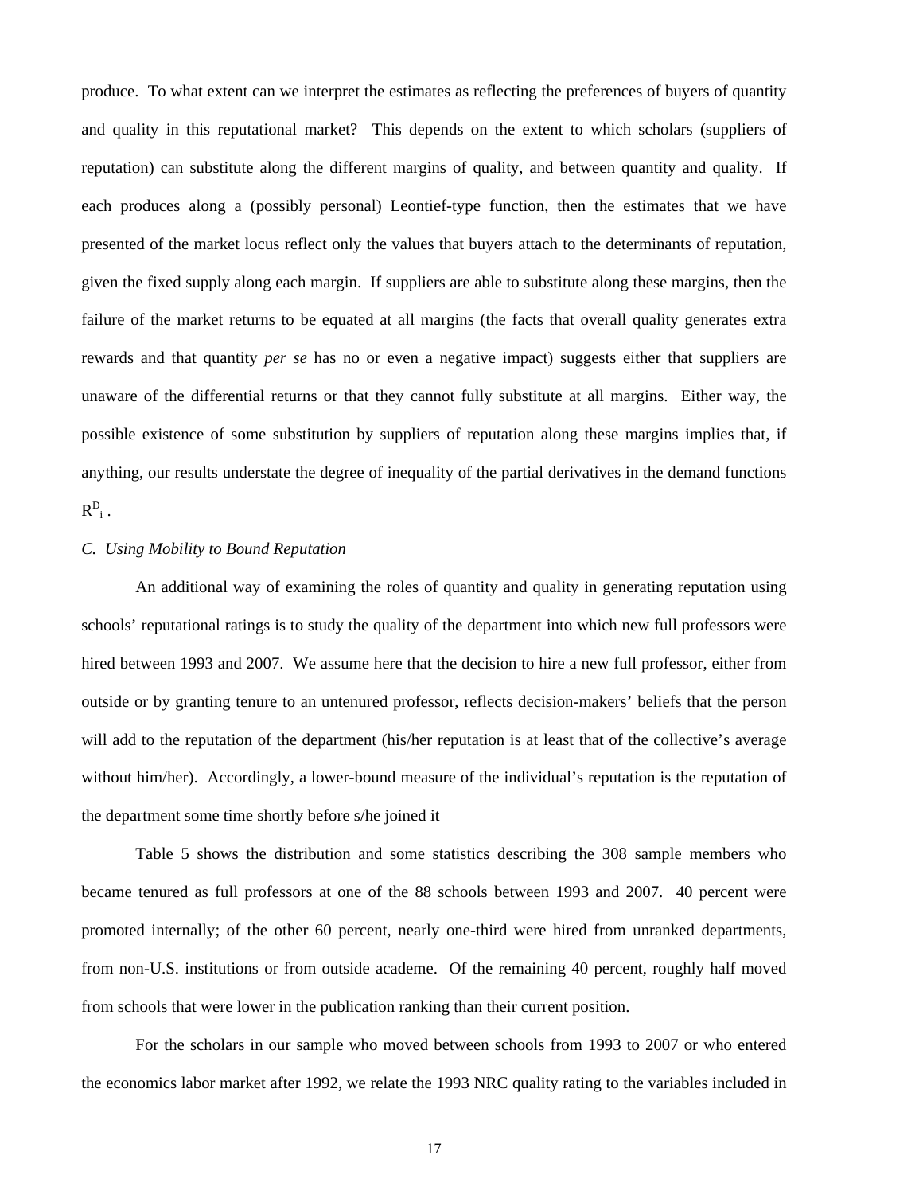produce. To what extent can we interpret the estimates as reflecting the preferences of buyers of quantity and quality in this reputational market? This depends on the extent to which scholars (suppliers of reputation) can substitute along the different margins of quality, and between quantity and quality. If each produces along a (possibly personal) Leontief-type function, then the estimates that we have presented of the market locus reflect only the values that buyers attach to the determinants of reputation, given the fixed supply along each margin. If suppliers are able to substitute along these margins, then the failure of the market returns to be equated at all margins (the facts that overall quality generates extra rewards and that quantity *per se* has no or even a negative impact) suggests either that suppliers are unaware of the differential returns or that they cannot fully substitute at all margins. Either way, the possible existence of some substitution by suppliers of reputation along these margins implies that, if anything, our results understate the degree of inequality of the partial derivatives in the demand functions $R^D_i$.

*C. Using Mobility to Bound Reputation*

An additional way of examining the roles of quantity and quality in generating reputation using schools' reputational ratings is to study the quality of the department into which new full professors were hired between 1993 and 2007. We assume here that the decision to hire a new full professor, either from outside or by granting tenure to an untenured professor, reflects decision-makers' beliefs that the person will add to the reputation of the department (his/her reputation is at least that of the collective's average without him/her). Accordingly, a lower-bound measure of the individual's reputation is the reputation of the department some time shortly before s/he joined it

Table 5 shows the distribution and some statistics describing the 308 sample members who became tenured as full professors at one of the 88 schools between 1993 and 2007. 40 percent were promoted internally; of the other 60 percent, nearly one-third were hired from unranked departments, from non-U.S. institutions or from outside academe. Of the remaining 40 percent, roughly half moved from schools that were lower in the publication ranking than their current position.

For the scholars in our sample who moved between schools from 1993 to 2007 or who entered the economics labor market after 1992, we relate the 1993 NRC quality rating to the variables included in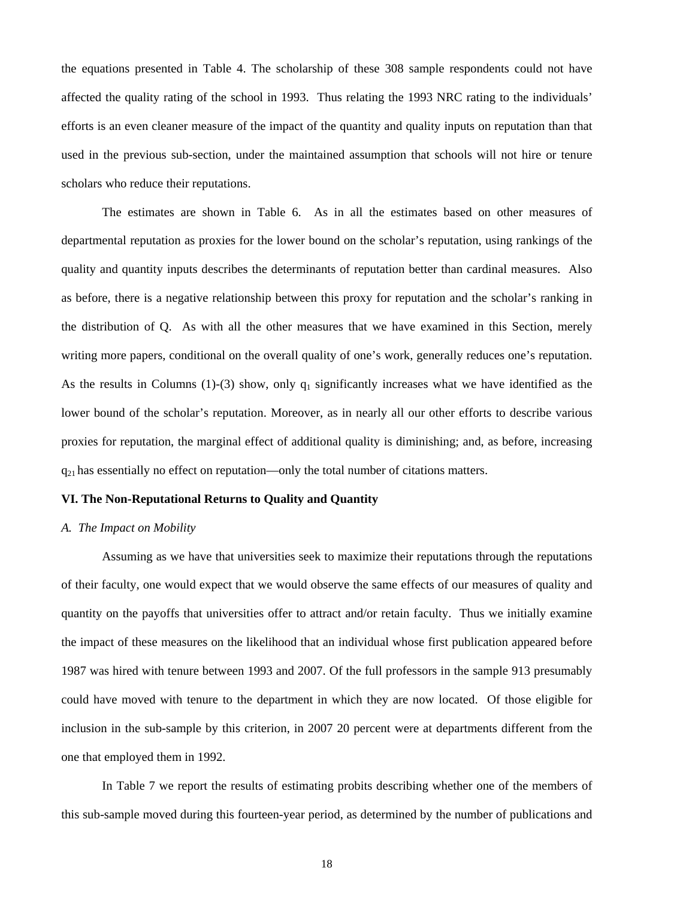the equations presented in Table 4. The scholarship of these 308 sample respondents could not have affected the quality rating of the school in 1993. Thus relating the 1993 NRC rating to the individuals' efforts is an even cleaner measure of the impact of the quantity and quality inputs on reputation than that used in the previous sub-section, under the maintained assumption that schools will not hire or tenure scholars who reduce their reputations.

The estimates are shown in Table 6. As in all the estimates based on other measures of departmental reputation as proxies for the lower bound on the scholar's reputation, using rankings of the quality and quantity inputs describes the determinants of reputation better than cardinal measures. Also as before, there is a negative relationship between this proxy for reputation and the scholar's ranking in the distribution of Q. As with all the other measures that we have examined in this Section, merely writing more papers, conditional on the overall quality of one's work, generally reduces one's reputation. As the results in Columns (1)-(3) show, only $q_1$ significantly increases what we have identified as the lower bound of the scholar's reputation. Moreover, as in nearly all our other efforts to describe various proxies for reputation, the marginal effect of additional quality is diminishing; and, as before, increasing $q_{21}$ has essentially no effect on reputation—only the total number of citations matters.

## VI. The Non-Reputational Returns to Quality and Quantity

### *A. The Impact on Mobility*

Assuming as we have that universities seek to maximize their reputations through the reputations of their faculty, one would expect that we would observe the same effects of our measures of quality and quantity on the payoffs that universities offer to attract and/or retain faculty. Thus we initially examine the impact of these measures on the likelihood that an individual whose first publication appeared before 1987 was hired with tenure between 1993 and 2007. Of the full professors in the sample 913 presumably could have moved with tenure to the department in which they are now located. Of those eligible for inclusion in the sub-sample by this criterion, in 2007 20 percent were at departments different from the one that employed them in 1992.

In Table 7 we report the results of estimating probits describing whether one of the members of this sub-sample moved during this fourteen-year period, as determined by the number of publications and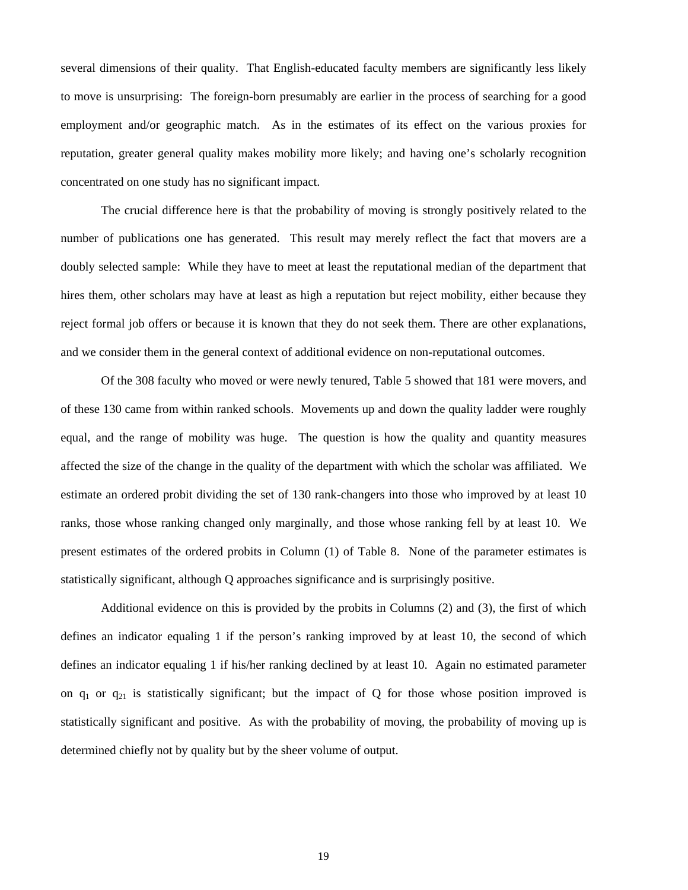several dimensions of their quality. That English-educated faculty members are significantly less likely to move is unsurprising: The foreign-born presumably are earlier in the process of searching for a good employment and/or geographic match. As in the estimates of its effect on the various proxies for reputation, greater general quality makes mobility more likely; and having one's scholarly recognition concentrated on one study has no significant impact.

The crucial difference here is that the probability of moving is strongly positively related to the number of publications one has generated. This result may merely reflect the fact that movers are a doubly selected sample: While they have to meet at least the reputational median of the department that hires them, other scholars may have at least as high a reputation but reject mobility, either because they reject formal job offers or because it is known that they do not seek them. There are other explanations, and we consider them in the general context of additional evidence on non-reputational outcomes.

Of the 308 faculty who moved or were newly tenured, Table 5 showed that 181 were movers, and of these 130 came from within ranked schools. Movements up and down the quality ladder were roughly equal, and the range of mobility was huge. The question is how the quality and quantity measures affected the size of the change in the quality of the department with which the scholar was affiliated. We estimate an ordered probit dividing the set of 130 rank-changers into those who improved by at least 10 ranks, those whose ranking changed only marginally, and those whose ranking fell by at least 10. We present estimates of the ordered probits in Column (1) of Table 8. None of the parameter estimates is statistically significant, although Q approaches significance and is surprisingly positive.

Additional evidence on this is provided by the probits in Columns (2) and (3), the first of which defines an indicator equaling 1 if the person's ranking improved by at least 10, the second of which defines an indicator equaling 1 if his/her ranking declined by at least 10. Again no estimated parameter on $q_1$ or $q_{21}$ is statistically significant; but the impact of Q for those whose position improved is statistically significant and positive. As with the probability of moving, the probability of moving up is determined chiefly not by quality but by the sheer volume of output.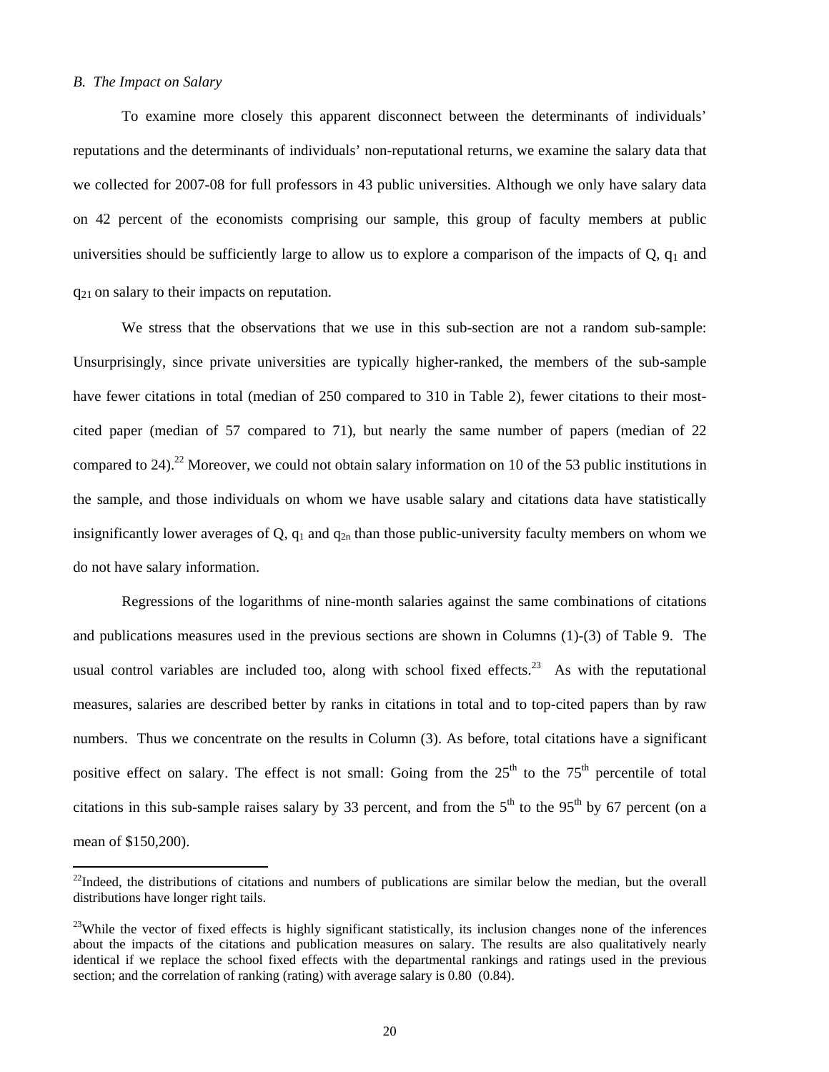### *B. The Impact on Salary*

To examine more closely this apparent disconnect between the determinants of individuals' reputations and the determinants of individuals' non-reputational returns, we examine the salary data that we collected for 2007-08 for full professors in 43 public universities. Although we only have salary data on 42 percent of the economists comprising our sample, this group of faculty members at public universities should be sufficiently large to allow us to explore a comparison of the impacts of Q, $q_1$ and $q_{21}$ on salary to their impacts on reputation.

We stress that the observations that we use in this sub-section are not a random sub-sample: Unsurprisingly, since private universities are typically higher-ranked, the members of the sub-sample have fewer citations in total (median of 250 compared to 310 in Table 2), fewer citations to their most-cited paper (median of 57 compared to 71), but nearly the same number of papers (median of 22 compared to 24).[22] Moreover, we could not obtain salary information on 10 of the 53 public institutions in the sample, and those individuals on whom we have usable salary and citations data have statistically insignificantly lower averages of Q, $q_1$ and $q_{2n}$ than those public-university faculty members on whom we do not have salary information.

Regressions of the logarithms of nine-month salaries against the same combinations of citations and publications measures used in the previous sections are shown in Columns (1)-(3) of Table 9. The usual control variables are included too, along with school fixed effects.[23] As with the reputational measures, salaries are described better by ranks in citations in total and to top-cited papers than by raw numbers. Thus we concentrate on the results in Column (3). As before, total citations have a significant positive effect on salary. The effect is not small: Going from the 25th to the 75th percentile of total citations in this sub-sample raises salary by 33 percent, and from the 5th to the 95th by 67 percent (on a mean of $150,200).

---

[22]Indeed, the distributions of citations and numbers of publications are similar below the median, but the overall distributions have longer right tails.

[23]While the vector of fixed effects is highly significant statistically, its inclusion changes none of the inferences about the impacts of the citations and publication measures on salary. The results are also qualitatively nearly identical if we replace the school fixed effects with the departmental rankings and ratings used in the previous section; and the correlation of ranking (rating) with average salary is 0.80 (0.84).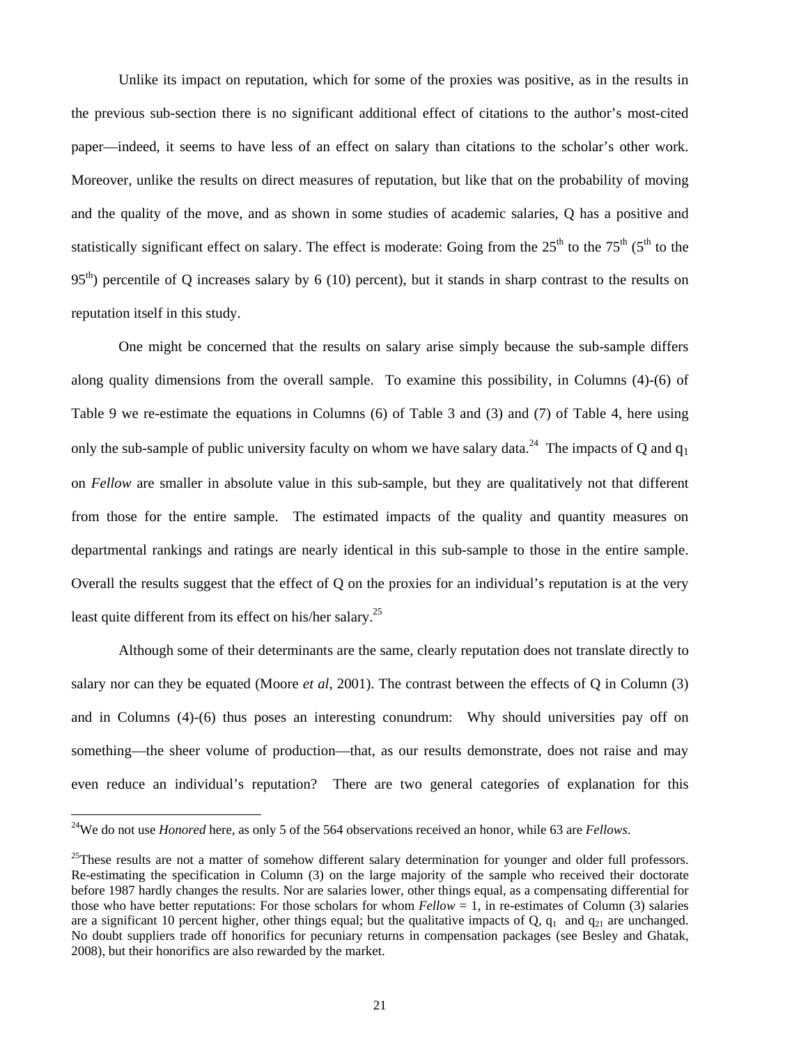Unlike its impact on reputation, which for some of the proxies was positive, as in the results in the previous sub-section there is no significant additional effect of citations to the author's most-cited paper—indeed, it seems to have less of an effect on salary than citations to the scholar's other work. Moreover, unlike the results on direct measures of reputation, but like that on the probability of moving and the quality of the move, and as shown in some studies of academic salaries, Q has a positive and statistically significant effect on salary. The effect is moderate: Going from the 25th to the 75th (5th to the 95th) percentile of Q increases salary by 6 (10) percent), but it stands in sharp contrast to the results on reputation itself in this study.

One might be concerned that the results on salary arise simply because the sub-sample differs along quality dimensions from the overall sample. To examine this possibility, in Columns (4)-(6) of Table 9 we re-estimate the equations in Columns (6) of Table 3 and (3) and (7) of Table 4, here using only the sub-sample of public university faculty on whom we have salary data.[24] The impacts of Q and $q_1$ on *Fellow* are smaller in absolute value in this sub-sample, but they are qualitatively not that different from those for the entire sample. The estimated impacts of the quality and quantity measures on departmental rankings and ratings are nearly identical in this sub-sample to those in the entire sample. Overall the results suggest that the effect of Q on the proxies for an individual's reputation is at the very least quite different from its effect on his/her salary.[25]

Although some of their determinants are the same, clearly reputation does not translate directly to salary nor can they be equated (Moore *et al*, 2001). The contrast between the effects of Q in Column (3) and in Columns (4)-(6) thus poses an interesting conundrum: Why should universities pay off on something—the sheer volume of production—that, as our results demonstrate, does not raise and may even reduce an individual's reputation? There are two general categories of explanation for this

---

[24]We do not use *Honored* here, as only 5 of the 564 observations received an honor, while 63 are *Fellows*.

[25]These results are not a matter of somehow different salary determination for younger and older full professors. Re-estimating the specification in Column (3) on the large majority of the sample who received their doctorate before 1987 hardly changes the results. Nor are salaries lower, other things equal, as a compensating differential for those who have better reputations: For those scholars for whom *Fellow* = 1, in re-estimates of Column (3) salaries are a significant 10 percent higher, other things equal; but the qualitative impacts of Q, $q_1$ and $q_{21}$ are unchanged. No doubt suppliers trade off honorifics for pecuniary returns in compensation packages (see Besley and Ghatak, 2008), but their honorifics are also rewarded by the market.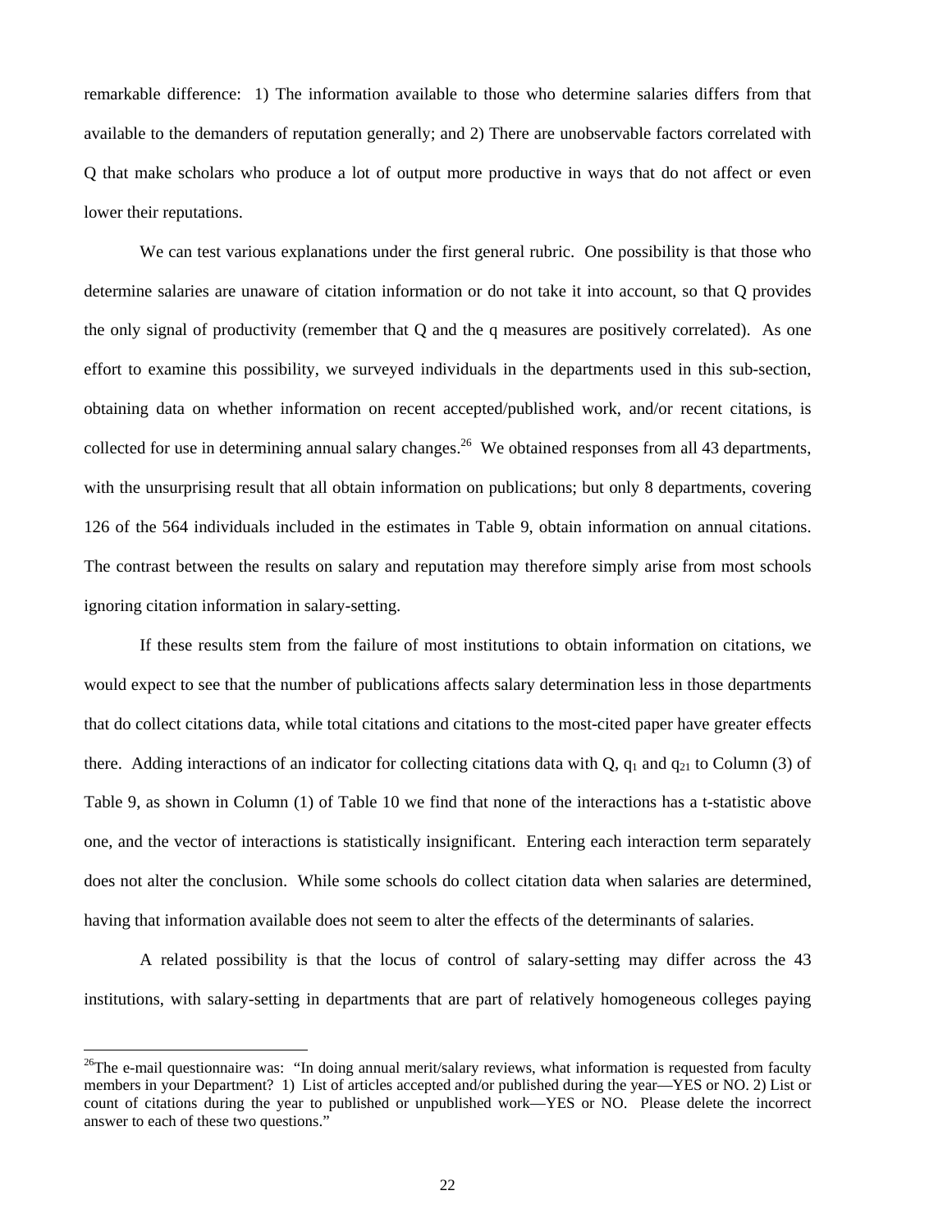remarkable difference: 1) The information available to those who determine salaries differs from that available to the demanders of reputation generally; and 2) There are unobservable factors correlated with Q that make scholars who produce a lot of output more productive in ways that do not affect or even lower their reputations.

We can test various explanations under the first general rubric. One possibility is that those who determine salaries are unaware of citation information or do not take it into account, so that Q provides the only signal of productivity (remember that Q and the q measures are positively correlated). As one effort to examine this possibility, we surveyed individuals in the departments used in this sub-section, obtaining data on whether information on recent accepted/published work, and/or recent citations, is collected for use in determining annual salary changes.[26] We obtained responses from all 43 departments, with the unsurprising result that all obtain information on publications; but only 8 departments, covering 126 of the 564 individuals included in the estimates in Table 9, obtain information on annual citations. The contrast between the results on salary and reputation may therefore simply arise from most schools ignoring citation information in salary-setting.

If these results stem from the failure of most institutions to obtain information on citations, we would expect to see that the number of publications affects salary determination less in those departments that do collect citations data, while total citations and citations to the most-cited paper have greater effects there. Adding interactions of an indicator for collecting citations data with Q, $q_1$ and $q_{21}$ to Column (3) of Table 9, as shown in Column (1) of Table 10 we find that none of the interactions has a t-statistic above one, and the vector of interactions is statistically insignificant. Entering each interaction term separately does not alter the conclusion. While some schools do collect citation data when salaries are determined, having that information available does not seem to alter the effects of the determinants of salaries.

A related possibility is that the locus of control of salary-setting may differ across the 43 institutions, with salary-setting in departments that are part of relatively homogeneous colleges paying

[26]The e-mail questionnaire was: "In doing annual merit/salary reviews, what information is requested from faculty members in your Department? 1) List of articles accepted and/or published during the year—YES or NO. 2) List or count of citations during the year to published or unpublished work—YES or NO. Please delete the incorrect answer to each of these two questions."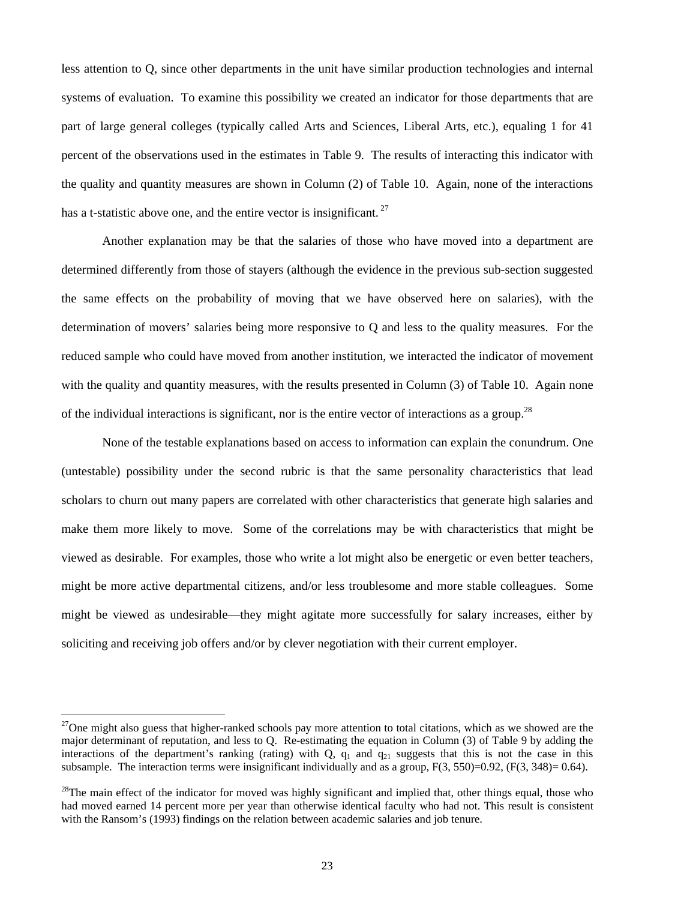less attention to Q, since other departments in the unit have similar production technologies and internal systems of evaluation. To examine this possibility we created an indicator for those departments that are part of large general colleges (typically called Arts and Sciences, Liberal Arts, etc.), equaling 1 for 41 percent of the observations used in the estimates in Table 9. The results of interacting this indicator with the quality and quantity measures are shown in Column (2) of Table 10. Again, none of the interactions has a t-statistic above one, and the entire vector is insignificant.[27]

Another explanation may be that the salaries of those who have moved into a department are determined differently from those of stayers (although the evidence in the previous sub-section suggested the same effects on the probability of moving that we have observed here on salaries), with the determination of movers' salaries being more responsive to Q and less to the quality measures. For the reduced sample who could have moved from another institution, we interacted the indicator of movement with the quality and quantity measures, with the results presented in Column (3) of Table 10. Again none of the individual interactions is significant, nor is the entire vector of interactions as a group.[28]

None of the testable explanations based on access to information can explain the conundrum. One (untestable) possibility under the second rubric is that the same personality characteristics that lead scholars to churn out many papers are correlated with other characteristics that generate high salaries and make them more likely to move. Some of the correlations may be with characteristics that might be viewed as desirable. For examples, those who write a lot might also be energetic or even better teachers, might be more active departmental citizens, and/or less troublesome and more stable colleagues. Some might be viewed as undesirable—they might agitate more successfully for salary increases, either by soliciting and receiving job offers and/or by clever negotiation with their current employer.

---

[27] One might also guess that higher-ranked schools pay more attention to total citations, which as we showed are the major determinant of reputation, and less to Q. Re-estimating the equation in Column (3) of Table 9 by adding the interactions of the department's ranking (rating) with Q, $q_1$ and $q_{21}$ suggests that this is not the case in this subsample. The interaction terms were insignificant individually and as a group, $F(3, 550)=0.92$, ($F(3, 348)= 0.64$).

[28] The main effect of the indicator for moved was highly significant and implied that, other things equal, those who had moved earned 14 percent more per year than otherwise identical faculty who had not. This result is consistent with the Ransom's (1993) findings on the relation between academic salaries and job tenure.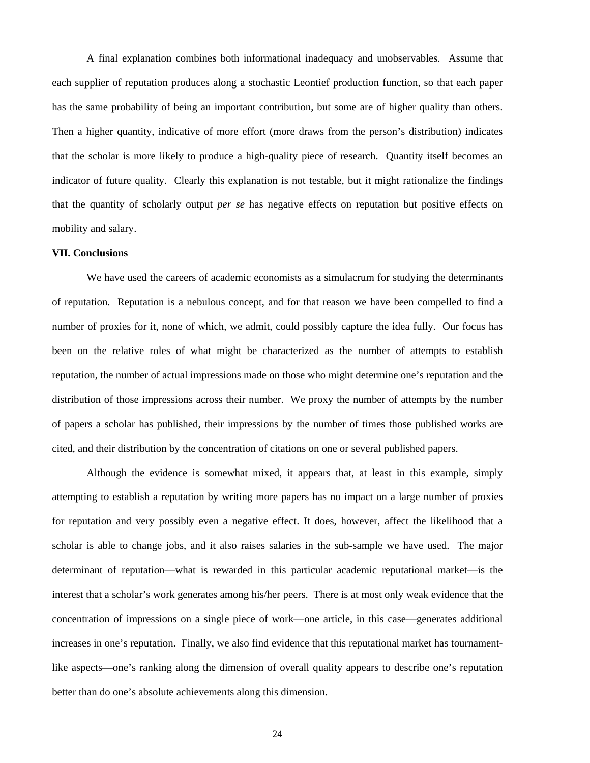A final explanation combines both informational inadequacy and unobservables. Assume that each supplier of reputation produces along a stochastic Leontief production function, so that each paper has the same probability of being an important contribution, but some are of higher quality than others. Then a higher quantity, indicative of more effort (more draws from the person's distribution) indicates that the scholar is more likely to produce a high-quality piece of research. Quantity itself becomes an indicator of future quality. Clearly this explanation is not testable, but it might rationalize the findings that the quantity of scholarly output *per se* has negative effects on reputation but positive effects on mobility and salary.

## VII. Conclusions

We have used the careers of academic economists as a simulacrum for studying the determinants of reputation. Reputation is a nebulous concept, and for that reason we have been compelled to find a number of proxies for it, none of which, we admit, could possibly capture the idea fully. Our focus has been on the relative roles of what might be characterized as the number of attempts to establish reputation, the number of actual impressions made on those who might determine one's reputation and the distribution of those impressions across their number. We proxy the number of attempts by the number of papers a scholar has published, their impressions by the number of times those published works are cited, and their distribution by the concentration of citations on one or several published papers.

Although the evidence is somewhat mixed, it appears that, at least in this example, simply attempting to establish a reputation by writing more papers has no impact on a large number of proxies for reputation and very possibly even a negative effect. It does, however, affect the likelihood that a scholar is able to change jobs, and it also raises salaries in the sub-sample we have used. The major determinant of reputation—what is rewarded in this particular academic reputational market—is the interest that a scholar's work generates among his/her peers. There is at most only weak evidence that the concentration of impressions on a single piece of work—one article, in this case—generates additional increases in one's reputation. Finally, we also find evidence that this reputational market has tournament-like aspects—one's ranking along the dimension of overall quality appears to describe one's reputation better than do one's absolute achievements along this dimension.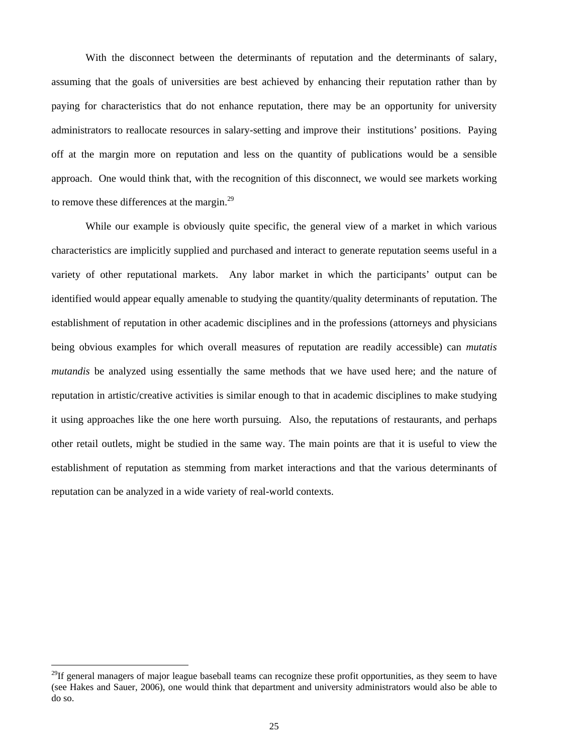With the disconnect between the determinants of reputation and the determinants of salary, assuming that the goals of universities are best achieved by enhancing their reputation rather than by paying for characteristics that do not enhance reputation, there may be an opportunity for university administrators to reallocate resources in salary-setting and improve their institutions' positions. Paying off at the margin more on reputation and less on the quantity of publications would be a sensible approach. One would think that, with the recognition of this disconnect, we would see markets working to remove these differences at the margin.[29]

While our example is obviously quite specific, the general view of a market in which various characteristics are implicitly supplied and purchased and interact to generate reputation seems useful in a variety of other reputational markets. Any labor market in which the participants' output can be identified would appear equally amenable to studying the quantity/quality determinants of reputation. The establishment of reputation in other academic disciplines and in the professions (attorneys and physicians being obvious examples for which overall measures of reputation are readily accessible) can *mutatis mutandis* be analyzed using essentially the same methods that we have used here; and the nature of reputation in artistic/creative activities is similar enough to that in academic disciplines to make studying it using approaches like the one here worth pursuing. Also, the reputations of restaurants, and perhaps other retail outlets, might be studied in the same way. The main points are that it is useful to view the establishment of reputation as stemming from market interactions and that the various determinants of reputation can be analyzed in a wide variety of real-world contexts.

---

[29]If general managers of major league baseball teams can recognize these profit opportunities, as they seem to have (see Hakes and Sauer, 2006), one would think that department and university administrators would also be able to do so.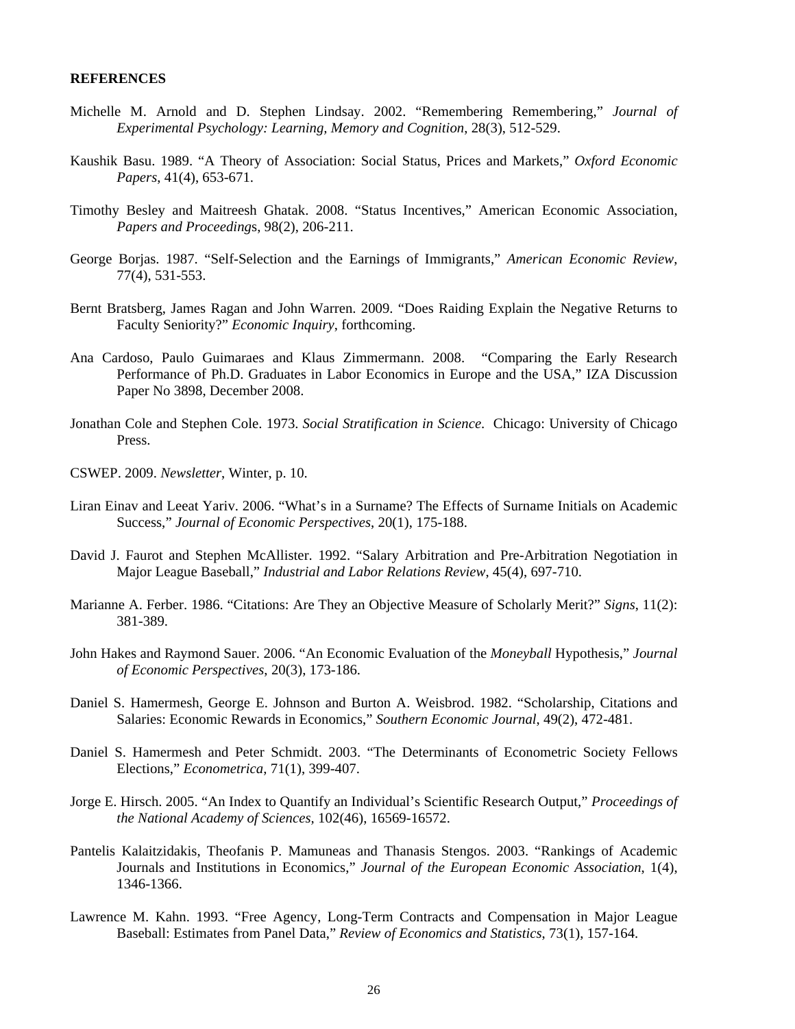**REFERENCES**

Michelle M. Arnold and D. Stephen Lindsay. 2002. "Remembering Remembering," *Journal of Experimental Psychology: Learning, Memory and Cognition*, 28(3), 512-529.

Kaushik Basu. 1989. "A Theory of Association: Social Status, Prices and Markets," *Oxford Economic Papers*, 41(4), 653-671.

Timothy Besley and Maitreesh Ghatak. 2008. "Status Incentives," American Economic Association, *Papers and Proceedings*, 98(2), 206-211.

George Borjas. 1987. "Self-Selection and the Earnings of Immigrants," *American Economic Review*, 77(4), 531-553.

Bernt Bratsberg, James Ragan and John Warren. 2009. "Does Raiding Explain the Negative Returns to Faculty Seniority?" *Economic Inquiry*, forthcoming.

Ana Cardoso, Paulo Guimaraes and Klaus Zimmermann. 2008. "Comparing the Early Research Performance of Ph.D. Graduates in Labor Economics in Europe and the USA," IZA Discussion Paper No 3898, December 2008.

Jonathan Cole and Stephen Cole. 1973. *Social Stratification in Science*. Chicago: University of Chicago Press.

CSWEP. 2009. *Newsletter*, Winter, p. 10.

Liran Einav and Leeat Yariv. 2006. "What's in a Surname? The Effects of Surname Initials on Academic Success," *Journal of Economic Perspectives*, 20(1), 175-188.

David J. Faurot and Stephen McAllister. 1992. "Salary Arbitration and Pre-Arbitration Negotiation in Major League Baseball," *Industrial and Labor Relations Review*, 45(4), 697-710.

Marianne A. Ferber. 1986. "Citations: Are They an Objective Measure of Scholarly Merit?" *Signs*, 11(2): 381-389.

John Hakes and Raymond Sauer. 2006. "An Economic Evaluation of the *Moneyball* Hypothesis," *Journal of Economic Perspectives*, 20(3), 173-186.

Daniel S. Hamermesh, George E. Johnson and Burton A. Weisbrod. 1982. "Scholarship, Citations and Salaries: Economic Rewards in Economics," *Southern Economic Journal*, 49(2), 472-481.

Daniel S. Hamermesh and Peter Schmidt. 2003. "The Determinants of Econometric Society Fellows Elections," *Econometrica*, 71(1), 399-407.

Jorge E. Hirsch. 2005. "An Index to Quantify an Individual's Scientific Research Output," *Proceedings of the National Academy of Sciences*, 102(46), 16569-16572.

Pantelis Kalaitzidakis, Theofanis P. Mamuneas and Thanasis Stengos. 2003. "Rankings of Academic Journals and Institutions in Economics," *Journal of the European Economic Association*, 1(4), 1346-1366.

Lawrence M. Kahn. 1993. "Free Agency, Long-Term Contracts and Compensation in Major League Baseball: Estimates from Panel Data," *Review of Economics and Statistics*, 73(1), 157-164.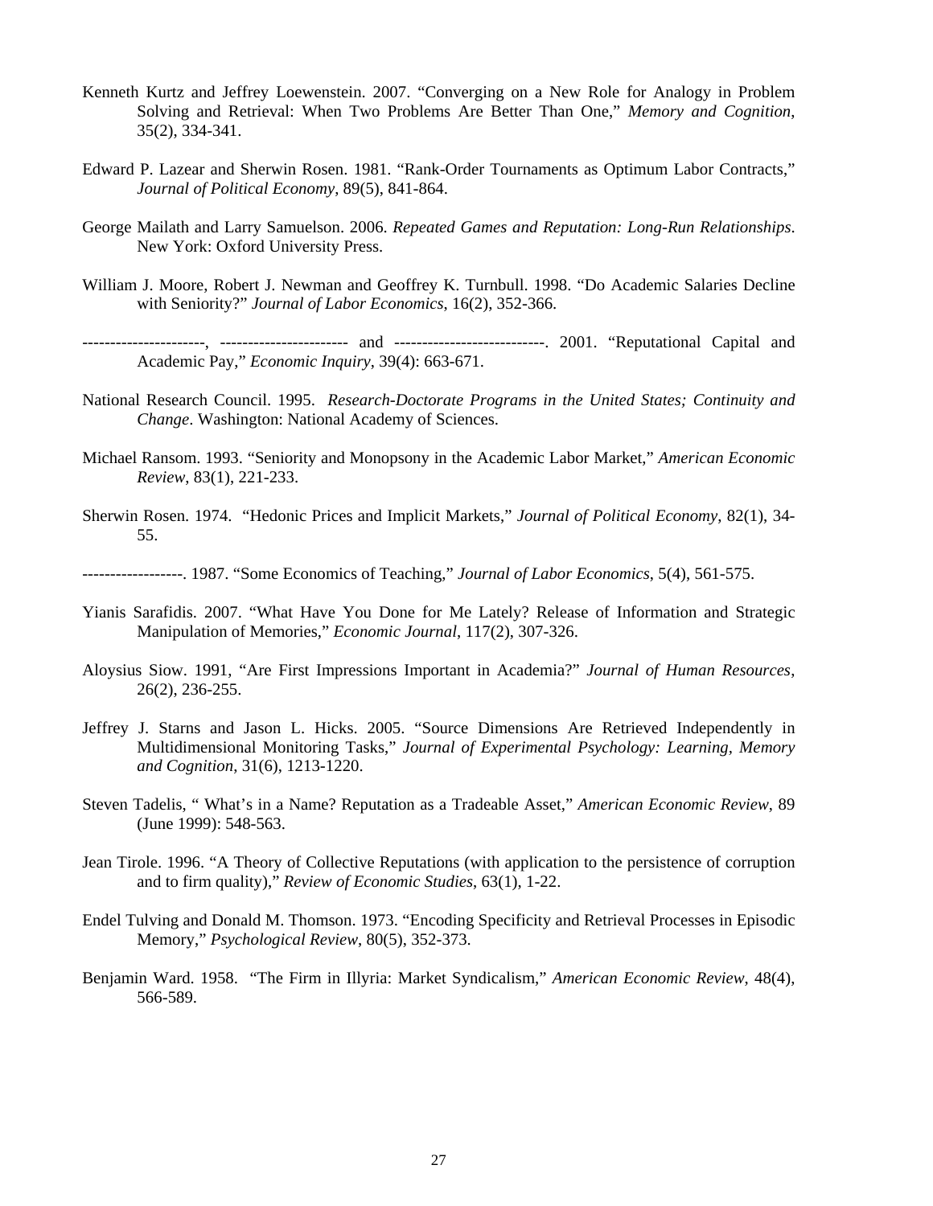Kenneth Kurtz and Jeffrey Loewenstein. 2007. "Converging on a New Role for Analogy in Problem Solving and Retrieval: When Two Problems Are Better Than One," *Memory and Cognition*, 35(2), 334-341.

Edward P. Lazear and Sherwin Rosen. 1981. "Rank-Order Tournaments as Optimum Labor Contracts," *Journal of Political Economy*, 89(5), 841-864.

George Mailath and Larry Samuelson. 2006. *Repeated Games and Reputation: Long-Run Relationships*. New York: Oxford University Press.

William J. Moore, Robert J. Newman and Geoffrey K. Turnbull. 1998. "Do Academic Salaries Decline with Seniority?" *Journal of Labor Economics*, 16(2), 352-366.

----------------------, ----------------------- and ---------------------------. 2001. "Reputational Capital and Academic Pay," *Economic Inquiry*, 39(4): 663-671.

National Research Council. 1995. *Research-Doctorate Programs in the United States; Continuity and Change*. Washington: National Academy of Sciences.

Michael Ransom. 1993. "Seniority and Monopsony in the Academic Labor Market," *American Economic Review*, 83(1), 221-233.

Sherwin Rosen. 1974. "Hedonic Prices and Implicit Markets," *Journal of Political Economy*, 82(1), 34-55.

------------------. 1987. "Some Economics of Teaching," *Journal of Labor Economics*, 5(4), 561-575.

Yianis Sarafidis. 2007. "What Have You Done for Me Lately? Release of Information and Strategic Manipulation of Memories," *Economic Journal*, 117(2), 307-326.

Aloysius Siow. 1991, "Are First Impressions Important in Academia?" *Journal of Human Resources*, 26(2), 236-255.

Jeffrey J. Starns and Jason L. Hicks. 2005. "Source Dimensions Are Retrieved Independently in Multidimensional Monitoring Tasks," *Journal of Experimental Psychology: Learning, Memory and Cognition*, 31(6), 1213-1220.

Steven Tadelis, " What's in a Name? Reputation as a Tradeable Asset," *American Economic Review*, 89 (June 1999): 548-563.

Jean Tirole. 1996. "A Theory of Collective Reputations (with application to the persistence of corruption and to firm quality)," *Review of Economic Studies*, 63(1), 1-22.

Endel Tulving and Donald M. Thomson. 1973. "Encoding Specificity and Retrieval Processes in Episodic Memory," *Psychological Review*, 80(5), 352-373.

Benjamin Ward. 1958. "The Firm in Illyria: Market Syndicalism," *American Economic Review*, 48(4), 566-589.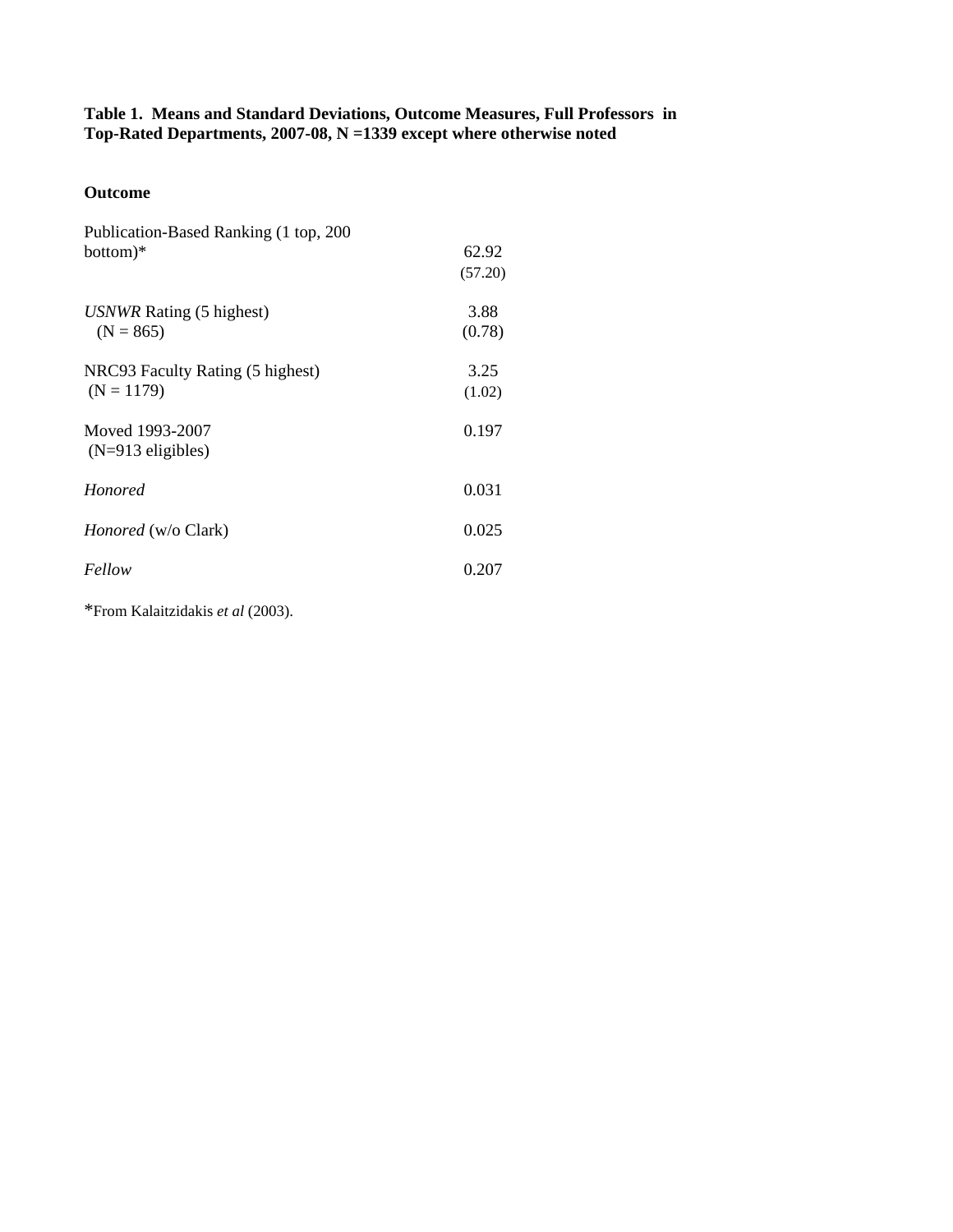**Table 1. Means and Standard Deviations, Outcome Measures, Full Professors in Top-Rated Departments, 2007-08, N =1339 except where otherwise noted**

| Outcome | |
|---|---|
| Publication-Based Ranking (1 top, 200 bottom)* | 62.92<br>(57.20) |
| *USNWR* Rating (5 highest)<br>(N = 865) | 3.88<br>(0.78) |
| NRC93 Faculty Rating (5 highest)<br>(N = 1179) | 3.25<br>(1.02) |
| Moved 1993-2007<br>(N=913 eligibles) | 0.197 |
| *Honored* | 0.031 |
| *Honored* (w/o Clark) | 0.025 |
| *Fellow* | 0.207 |

*From Kalaitzidakis *et al* (2003).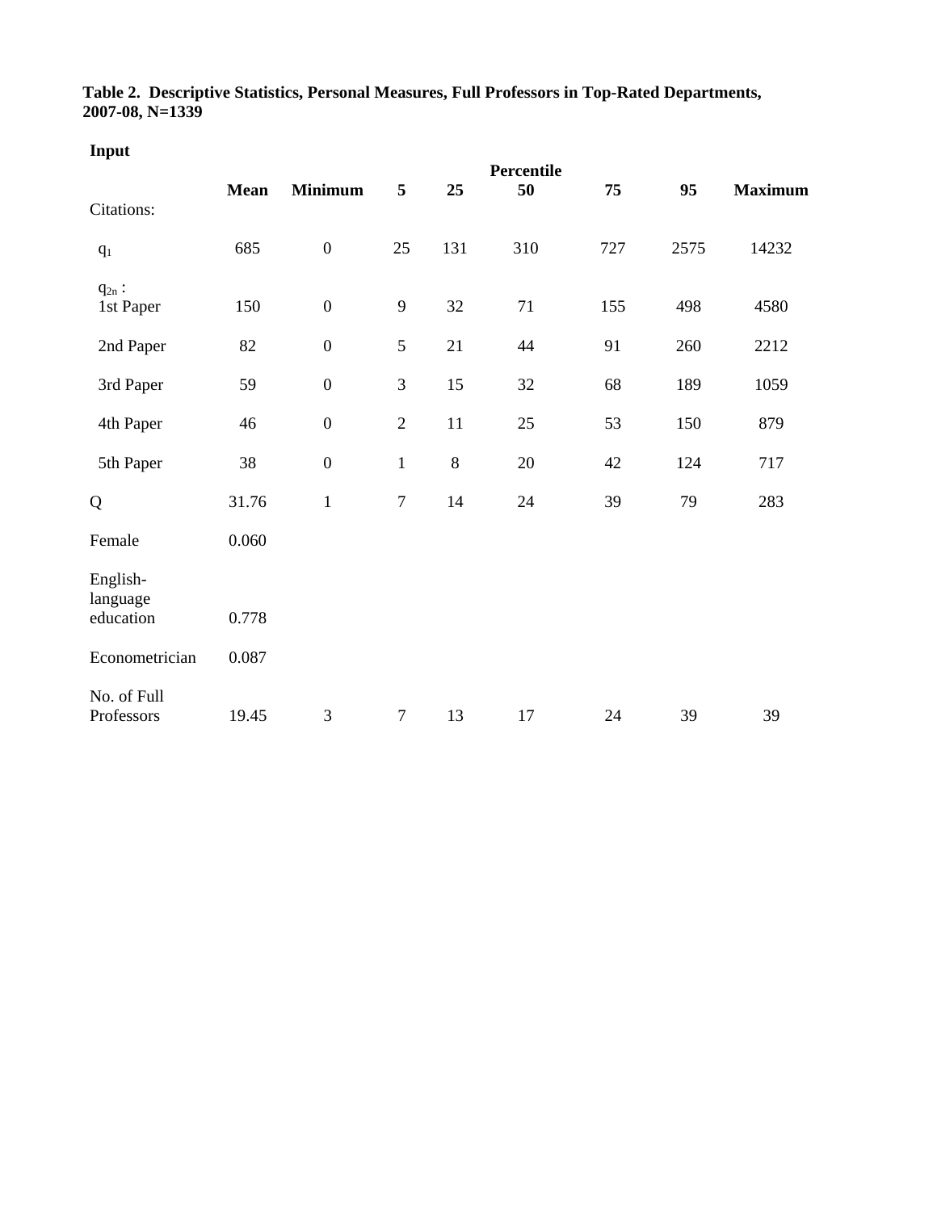**Table 2. Descriptive Statistics, Personal Measures, Full Professors in Top-Rated Departments, 2007-08, N=1339**

| Input | | | Percentile | | | | | |
|---|---|---|---|---|---|---|---|---|
| | Mean | Minimum | 5 | 25 | 50 | 75 | 95 | Maximum |
| Citations: | | | | | | | | |
| $q_1$ | 685 | 0 | 25 | 131 | 310 | 727 | 2575 | 14232 |
| $q_{2n}$ : 1st Paper | 150 | 0 | 9 | 32 | 71 | 155 | 498 | 4580 |
| 2nd Paper | 82 | 0 | 5 | 21 | 44 | 91 | 260 | 2212 |
| 3rd Paper | 59 | 0 | 3 | 15 | 32 | 68 | 189 | 1059 |
| 4th Paper | 46 | 0 | 2 | 11 | 25 | 53 | 150 | 879 |
| 5th Paper | 38 | 0 | 1 | 8 | 20 | 42 | 124 | 717 |
| Q | 31.76 | 1 | 7 | 14 | 24 | 39 | 79 | 283 |
| Female | 0.060 | | | | | | | |
| English-language education | 0.778 | | | | | | | |
| Econometrician | 0.087 | | | | | | | |
| No. of Full Professors | 19.45 | 3 | 7 | 13 | 17 | 24 | 39 | 39 |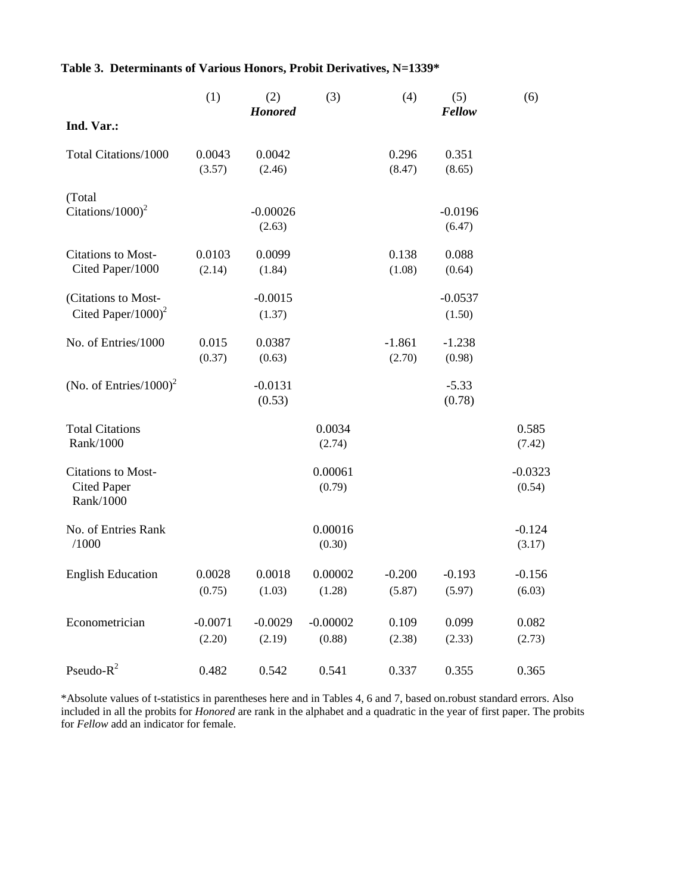**Table 3. Determinants of Various Honors, Probit Derivatives, N=1339***

| | (1) | (2) | (3) | (4) | (5) | (6) |
|---|---|---|---|---|---|---|
| | | ***Honored*** | | | ***Fellow*** | |
| **Ind. Var.:** | | | | | | |
| Total Citations/1000 | 0.0043 | 0.0042 | | 0.296 | 0.351 | |
| | (3.57) | (2.46) | | (8.47) | (8.65) | |
| (Total Citations/1000)$^2$ | | -0.00026 | | | -0.0196 | |
| | | (2.63) | | | (6.47) | |
| Citations to Most-Cited Paper/1000 | 0.0103 | 0.0099 | | 0.138 | 0.088 | |
| | (2.14) | (1.84) | | (1.08) | (0.64) | |
| (Citations to Most-Cited Paper/1000)$^2$ | | -0.0015 | | | -0.0537 | |
| | | (1.37) | | | (1.50) | |
| No. of Entries/1000 | 0.015 | 0.0387 | | -1.861 | -1.238 | |
| | (0.37) | (0.63) | | (2.70) | (0.98) | |
| (No. of Entries/1000)$^2$ | | -0.0131 | | | -5.33 | |
| | | (0.53) | | | (0.78) | |
| Total Citations Rank/1000 | | | 0.0034 | | | 0.585 |
| | | | (2.74) | | | (7.42) |
| Citations to Most-Cited Paper Rank/1000 | | | 0.00061 | | | -0.0323 |
| | | | (0.79) | | | (0.54) |
| No. of Entries Rank /1000 | | | 0.00016 | | | -0.124 |
| | | | (0.30) | | | (3.17) |
| English Education | 0.0028 | 0.0018 | 0.00002 | -0.200 | -0.193 | -0.156 |
| | (0.75) | (1.03) | (1.28) | (5.87) | (5.97) | (6.03) |
| Econometrician | -0.0071 | -0.0029 | -0.00002 | 0.109 | 0.099 | 0.082 |
| | (2.20) | (2.19) | (0.88) | (2.38) | (2.33) | (2.73) |
| Pseudo-$R^2$ | 0.482 | 0.542 | 0.541 | 0.337 | 0.355 | 0.365 |

*Absolute values of t-statistics in parentheses here and in Tables 4, 6 and 7, based on.robust standard errors. Also included in all the probits for *Honored* are rank in the alphabet and a quadratic in the year of first paper. The probits for *Fellow* add an indicator for female.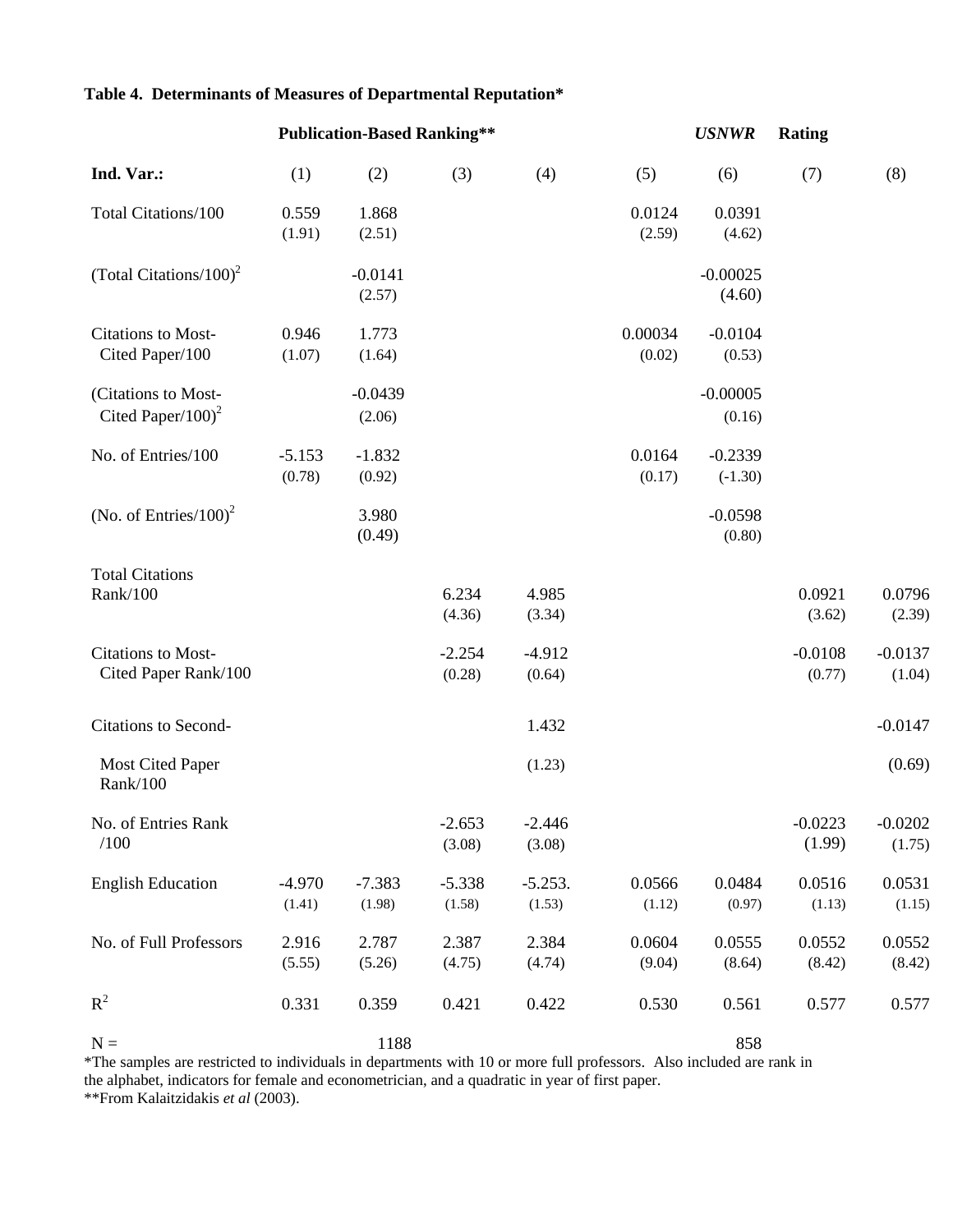**Table 4. Determinants of Measures of Departmental Reputation***

| | Publication-Based Ranking** | | | | *USNWR* Rating | | | |
|---|---|---|---|---|---|---|---|---|
| **Ind. Var.:** | (1) | (2) | (3) | (4) | (5) | (6) | (7) | (8) |
| Total Citations/100 | 0.559 (1.91) | 1.868 (2.51) | | | 0.0124 (2.59) | 0.0391 (4.62) | | |
| $(\text{Total Citations}/100)^2$ | | -0.0141 (2.57) | | | | -0.00025 (4.60) | | |
| Citations to Most-Cited Paper/100 | 0.946 (1.07) | 1.773 (1.64) | | | 0.00034 (0.02) | -0.0104 (0.53) | | |
| $(\text{Citations to Most-Cited Paper}/100)^2$ | | -0.0439 (2.06) | | | | -0.00005 (0.16) | | |
| No. of Entries/100 | -5.153 (0.78) | -1.832 (0.92) | | | 0.0164 (0.17) | -0.2339 (-1.30) | | |
| $(\text{No. of Entries}/100)^2$ | | 3.980 (0.49) | | | | -0.0598 (0.80) | | |
| Total Citations Rank/100 | | | 6.234 (4.36) | 4.985 (3.34) | | | 0.0921 (3.62) | 0.0796 (2.39) |
| Citations to Most-Cited Paper Rank/100 | | | -2.254 (0.28) | -4.912 (0.64) | | | -0.0108 (0.77) | -0.0137 (1.04) |
| Citations to Second-Most Cited Paper Rank/100 | | | | 1.432 (1.23) | | | | -0.0147 (0.69) |
| No. of Entries Rank /100 | | | -2.653 (3.08) | -2.446 (3.08) | | | -0.0223 (1.99) | -0.0202 (1.75) |
| English Education | -4.970 (1.41) | -7.383 (1.98) | -5.338 (1.58) | -5.253. (1.53) | 0.0566 (1.12) | 0.0484 (0.97) | 0.0516 (1.13) | 0.0531 (1.15) |
| No. of Full Professors | 2.916 (5.55) | 2.787 (5.26) | 2.387 (4.75) | 2.384 (4.74) | 0.0604 (9.04) | 0.0555 (8.64) | 0.0552 (8.42) | 0.0552 (8.42) |
| $R^2$ | 0.331 | 0.359 | 0.421 | 0.422 | 0.530 | 0.561 | 0.577 | 0.577 |
| N = | | 1188 | | | | 858 | | |

*The samples are restricted to individuals in departments with 10 or more full professors. Also included are rank in the alphabet, indicators for female and econometrician, and a quadratic in year of first paper.

**From Kalaitzidakis *et al* (2003).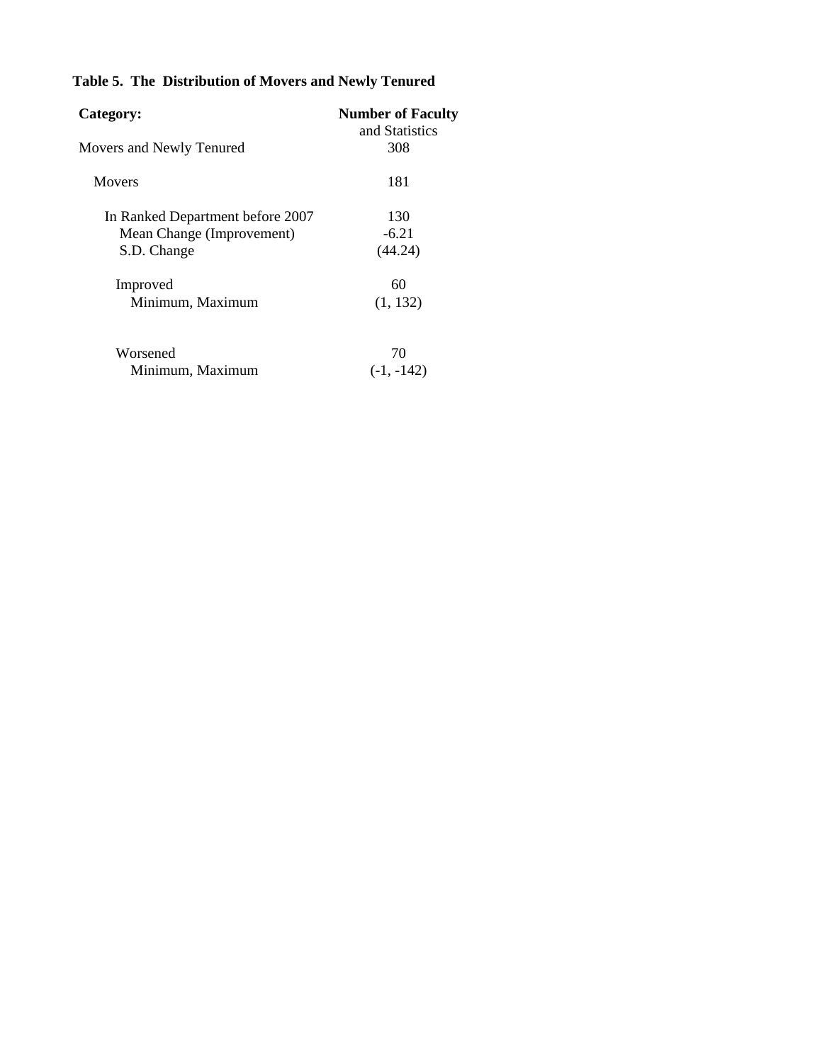**Table 5. The Distribution of Movers and Newly Tenured**

| **Category:** | **Number of Faculty** and Statistics |
|---|---|
| Movers and Newly Tenured | 308 |
| Movers | 181 |
| In Ranked Department before 2007 | 130 |
| Mean Change (Improvement) | -6.21 |
| S.D. Change | (44.24) |
| Improved | 60 |
| Minimum, Maximum | (1, 132) |
| Worsened | 70 |
| Minimum, Maximum | (-1, -142) |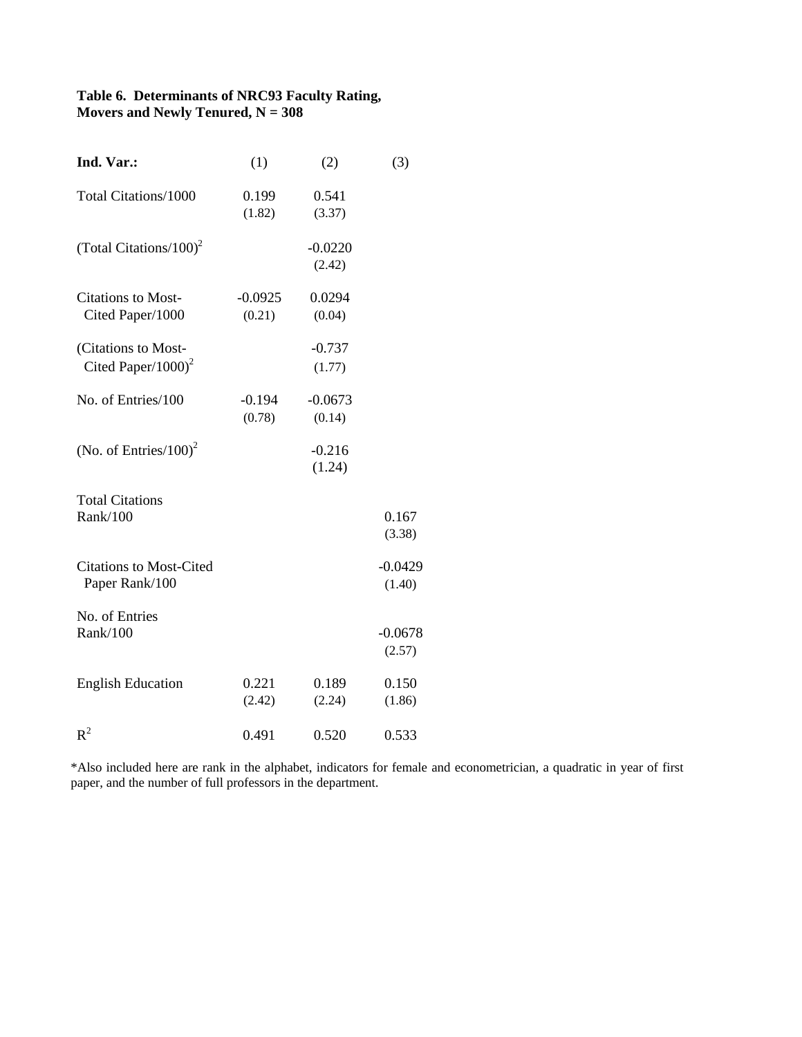**Table 6. Determinants of NRC93 Faculty Rating, Movers and Newly Tenured, N = 308**

| **Ind. Var.:** | (1) | (2) | (3) |
|---|---|---|---|
| Total Citations/1000 | 0.199<br>(1.82) | 0.541<br>(3.37) | |
| $(\text{Total Citations}/100)^2$ | | -0.0220<br>(2.42) | |
| Citations to Most-Cited Paper/1000 | -0.0925<br>(0.21) | 0.0294<br>(0.04) | |
| $(\text{Citations to Most-Cited Paper}/1000)^2$ | | -0.737<br>(1.77) | |
| No. of Entries/100 | -0.194<br>(0.78) | -0.0673<br>(0.14) | |
| $(\text{No. of Entries}/100)^2$ | | -0.216<br>(1.24) | |
| Total Citations Rank/100 | | | 0.167<br>(3.38) |
| Citations to Most-Cited Paper Rank/100 | | | -0.0429<br>(1.40) |
| No. of Entries Rank/100 | | | -0.0678<br>(2.57) |
| English Education | 0.221<br>(2.42) | 0.189<br>(2.24) | 0.150<br>(1.86) |
| $R^2$ | 0.491 | 0.520 | 0.533 |

*Also included here are rank in the alphabet, indicators for female and econometrician, a quadratic in year of first paper, and the number of full professors in the department.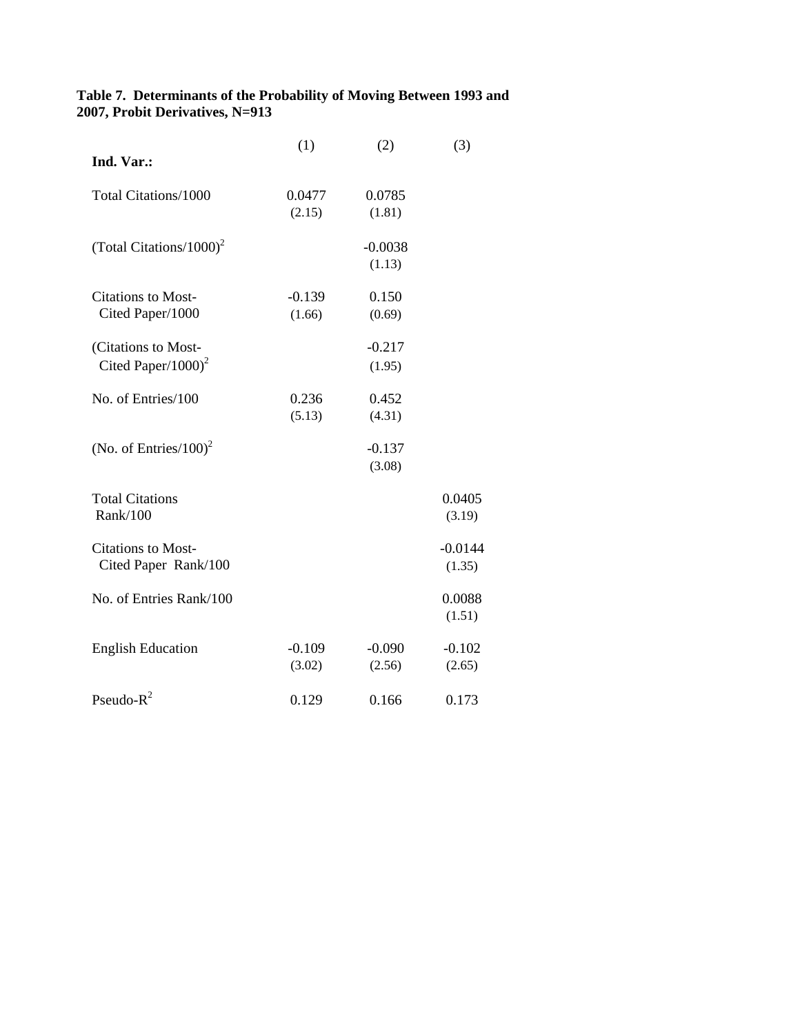**Table 7. Determinants of the Probability of Moving Between 1993 and 2007, Probit Derivatives, N=913**

| Ind. Var.: | (1) | (2) | (3) |
|---|---|---|---|
| Total Citations/1000 | 0.0477<br>(2.15) | 0.0785<br>(1.81) | |
| $(\text{Total Citations}/1000)^2$ | | -0.0038<br>(1.13) | |
| Citations to Most-Cited Paper/1000 | -0.139<br>(1.66) | 0.150<br>(0.69) | |
| $(\text{Citations to Most-Cited Paper}/1000)^2$ | | -0.217<br>(1.95) | |
| No. of Entries/100 | 0.236<br>(5.13) | 0.452<br>(4.31) | |
| $(\text{No. of Entries}/100)^2$ | | -0.137<br>(3.08) | |
| Total Citations Rank/100 | | | 0.0405<br>(3.19) |
| Citations to Most-Cited Paper Rank/100 | | | -0.0144<br>(1.35) |
| No. of Entries Rank/100 | | | 0.0088<br>(1.51) |
| English Education | -0.109<br>(3.02) | -0.090<br>(2.56) | -0.102<br>(2.65) |
| Pseudo-$R^2$ | 0.129 | 0.166 | 0.173 |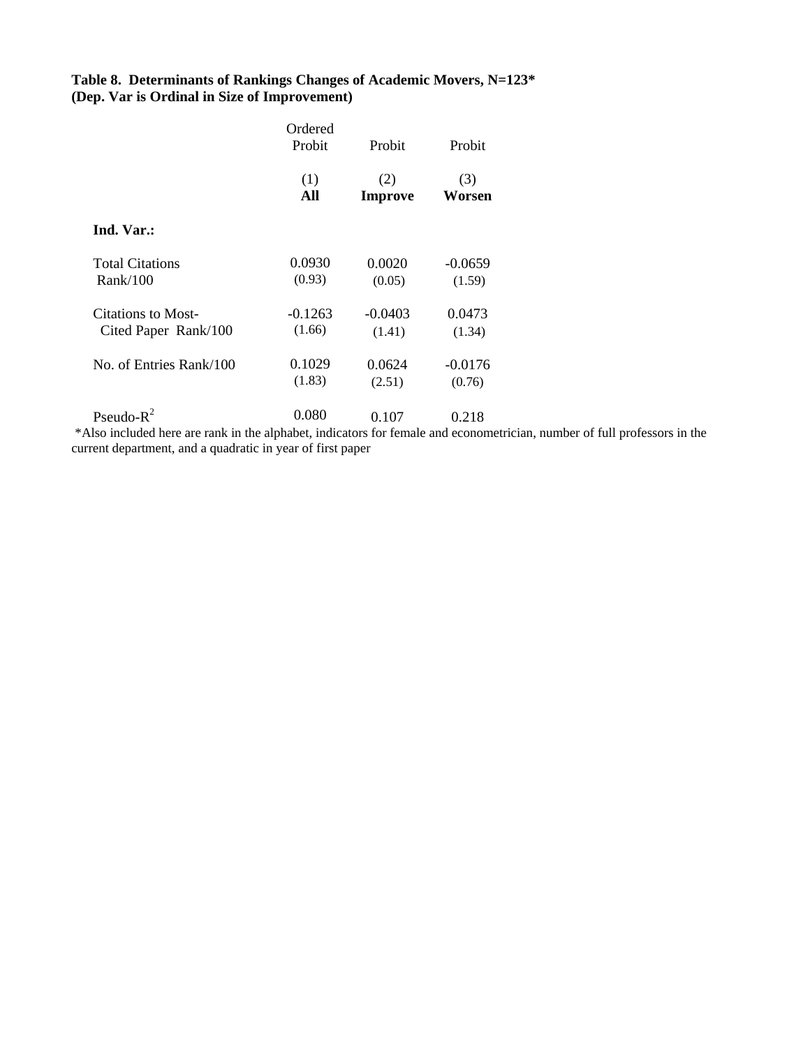**Table 8. Determinants of Rankings Changes of Academic Movers, N=123***
**(Dep. Var is Ordinal in Size of Improvement)**

| | Ordered Probit | Probit | Probit |
|---|---|---|---|
| | (1) **All** | (2) **Improve** | (3) **Worsen** |
| **Ind. Var.:** | | | |
| Total Citations Rank/100 | 0.0930 | 0.0020 | -0.0659 |
| | (0.93) | (0.05) | (1.59) |
| Citations to Most-Cited Paper Rank/100 | -0.1263 | -0.0403 | 0.0473 |
| | (1.66) | (1.41) | (1.34) |
| No. of Entries Rank/100 | 0.1029 | 0.0624 | -0.0176 |
| | (1.83) | (2.51) | (0.76) |
| Pseudo-$R^2$ | 0.080 | 0.107 | 0.218 |

*Also included here are rank in the alphabet, indicators for female and econometrician, number of full professors in the current department, and a quadratic in year of first paper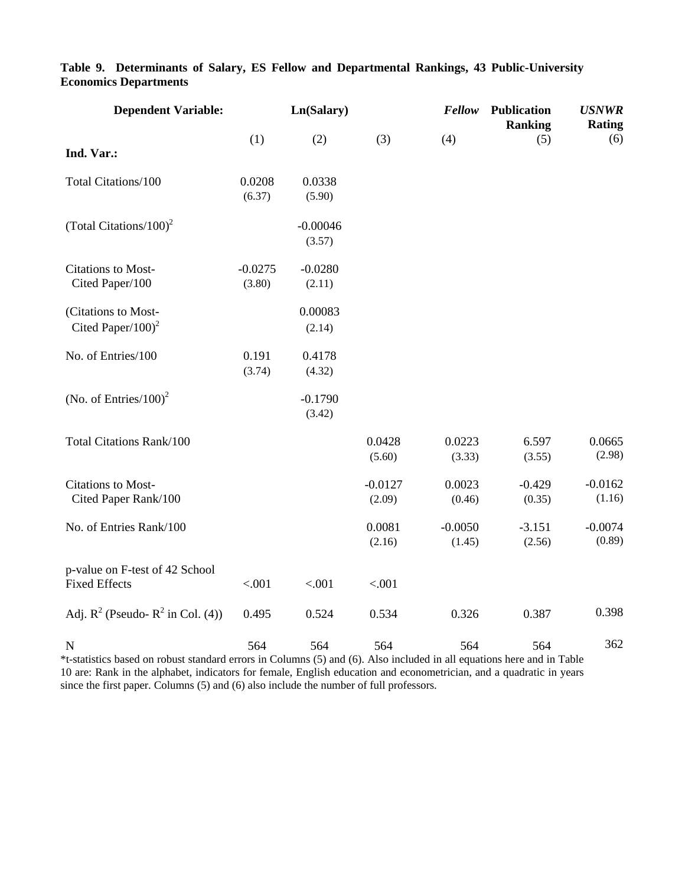**Table 9. Determinants of Salary, ES Fellow and Departmental Rankings, 43 Public-University Economics Departments**

| Dependent Variable: | Ln(Salary) | | | *Fellow* | Publication Ranking | *USNWR* Rating |
|---|---|---|---|---|---|---|
| | (1) | (2) | (3) | (4) | (5) | (6) |
| **Ind. Var.:** | | | | | | |
| Total Citations/100 | 0.0208 (6.37) | 0.0338 (5.90) | | | | |
| (Total Citations/100)$^2$ | | -0.00046 (3.57) | | | | |
| Citations to Most-Cited Paper/100 | -0.0275 (3.80) | -0.0280 (2.11) | | | | |
| (Citations to Most-Cited Paper/100)$^2$ | | 0.00083 (2.14) | | | | |
| No. of Entries/100 | 0.191 (3.74) | 0.4178 (4.32) | | | | |
| (No. of Entries/100)$^2$ | | -0.1790 (3.42) | | | | |
| Total Citations Rank/100 | | | 0.0428 (5.60) | 0.0223 (3.33) | 6.597 (3.55) | 0.0665 (2.98) |
| Citations to Most-Cited Paper Rank/100 | | | -0.0127 (2.09) | 0.0023 (0.46) | -0.429 (0.35) | -0.0162 (1.16) |
| No. of Entries Rank/100 | | | 0.0081 (2.16) | -0.0050 (1.45) | -3.151 (2.56) | -0.0074 (0.89) |
| p-value on F-test of 42 School Fixed Effects | <.001 | <.001 | <.001 | | | |
| Adj. $R^2$ (Pseudo- $R^2$ in Col. (4)) | 0.495 | 0.524 | 0.534 | 0.326 | 0.387 | 0.398 |
| N | 564 | 564 | 564 | 564 | 564 | 362 |

*t-statistics based on robust standard errors in Columns (5) and (6). Also included in all equations here and in Table 10 are: Rank in the alphabet, indicators for female, English education and econometrician, and a quadratic in years since the first paper. Columns (5) and (6) also include the number of full professors.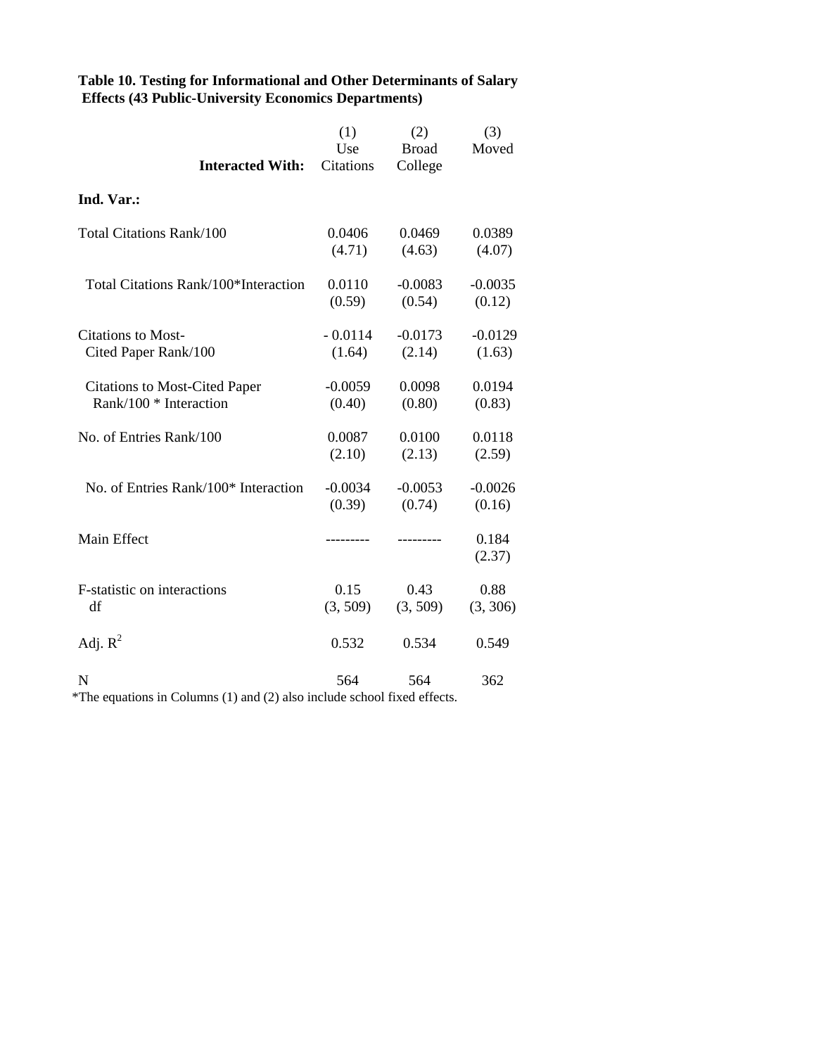**Table 10. Testing for Informational and Other Determinants of Salary Effects (43 Public-University Economics Departments)**

| Interacted With: | (1) Use Citations | (2) Broad College | (3) Moved |
|---|---|---|---|
| **Ind. Var.:** | | | |
| Total Citations Rank/100 | 0.0406 | 0.0469 | 0.0389 |
| | (4.71) | (4.63) | (4.07) |
| Total Citations Rank/100*Interaction | 0.0110 | -0.0083 | -0.0035 |
| | (0.59) | (0.54) | (0.12) |
| Citations to Most-Cited Paper Rank/100 | - 0.0114 | -0.0173 | -0.0129 |
| | (1.64) | (2.14) | (1.63) |
| Citations to Most-Cited Paper Rank/100 * Interaction | -0.0059 | 0.0098 | 0.0194 |
| | (0.40) | (0.80) | (0.83) |
| No. of Entries Rank/100 | 0.0087 | 0.0100 | 0.0118 |
| | (2.10) | (2.13) | (2.59) |
| No. of Entries Rank/100* Interaction | -0.0034 | -0.0053 | -0.0026 |
| | (0.39) | (0.74) | (0.16) |
| Main Effect | --------- | --------- | 0.184 |
| | | | (2.37) |
| F-statistic on interactions | 0.15 | 0.43 | 0.88 |
| df | (3, 509) | (3, 509) | (3, 306) |
| Adj. $R^2$ | 0.532 | 0.534 | 0.549 |
| N | 564 | 564 | 362 |

*The equations in Columns (1) and (2) also include school fixed effects.